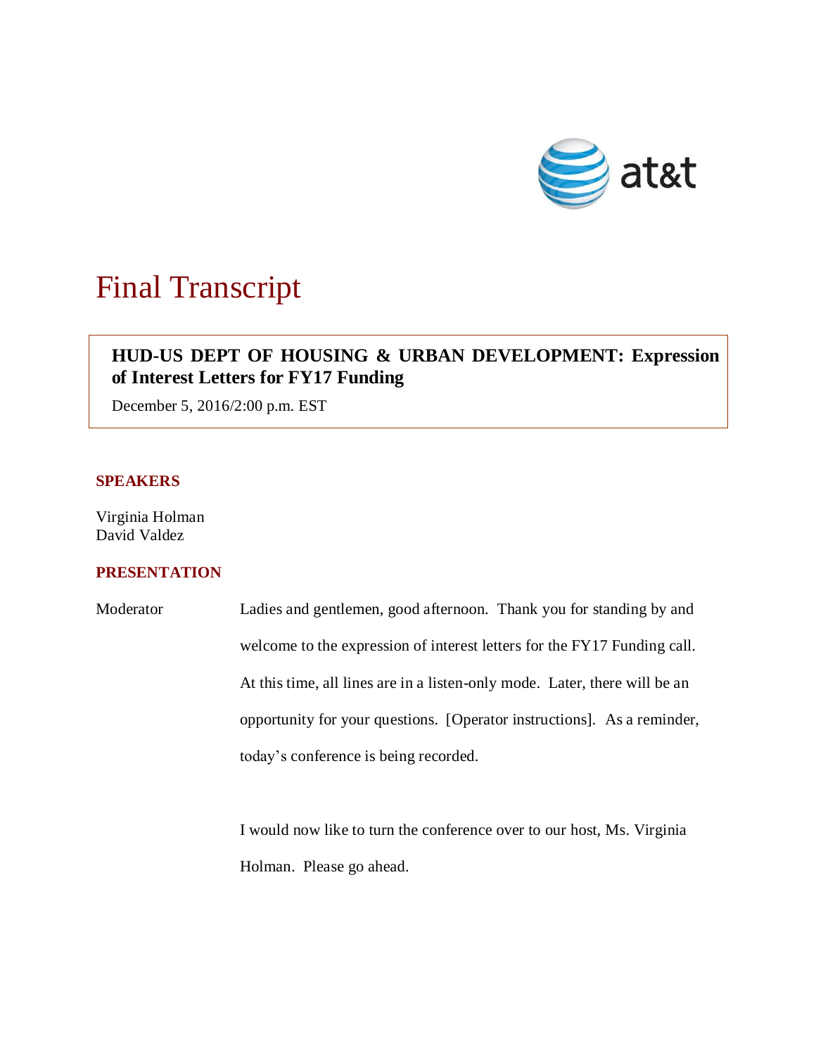# Final Transcript

**HUD-US DEPT OF HOUSING & URBAN DEVELOPMENT: Expression of Interest Letters for FY17 Funding**

December 5, 2016/2:00 p.m. EST

## SPEAKERS

Virginia Holman
David Valdez

## PRESENTATION

Moderator

Ladies and gentlemen, good afternoon. Thank you for standing by and welcome to the expression of interest letters for the FY17 Funding call. At this time, all lines are in a listen-only mode. Later, there will be an opportunity for your questions. [Operator instructions]. As a reminder, today's conference is being recorded.

I would now like to turn the conference over to our host, Ms. Virginia Holman. Please go ahead.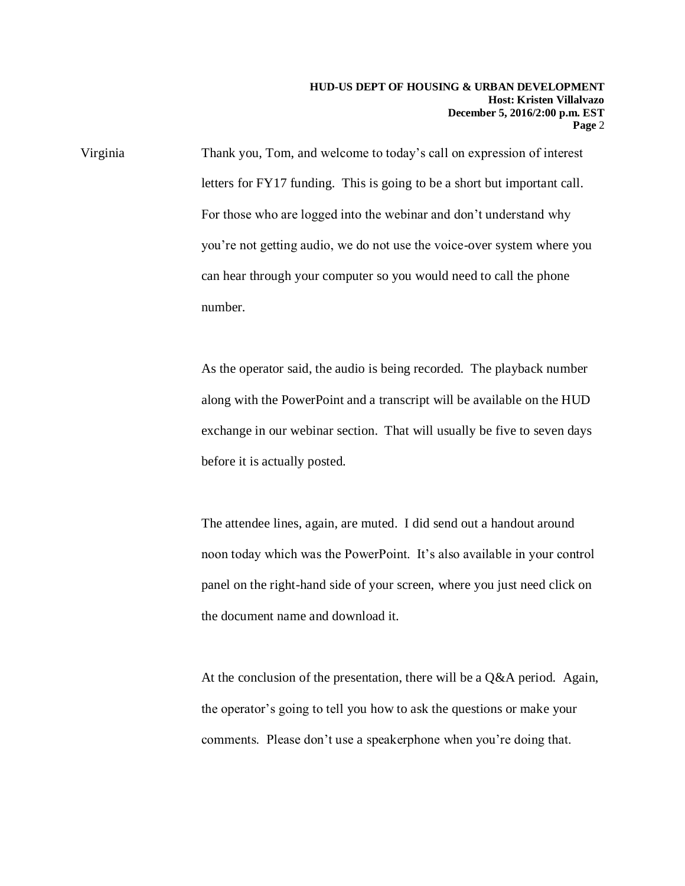Virginia Thank you, Tom, and welcome to today's call on expression of interest letters for FY17 funding. This is going to be a short but important call. For those who are logged into the webinar and don't understand why you're not getting audio, we do not use the voice-over system where you can hear through your computer so you would need to call the phone number.

As the operator said, the audio is being recorded. The playback number along with the PowerPoint and a transcript will be available on the HUD exchange in our webinar section. That will usually be five to seven days before it is actually posted.

The attendee lines, again, are muted. I did send out a handout around noon today which was the PowerPoint. It's also available in your control panel on the right-hand side of your screen, where you just need click on the document name and download it.

At the conclusion of the presentation, there will be a Q&A period. Again, the operator's going to tell you how to ask the questions or make your comments. Please don't use a speakerphone when you're doing that.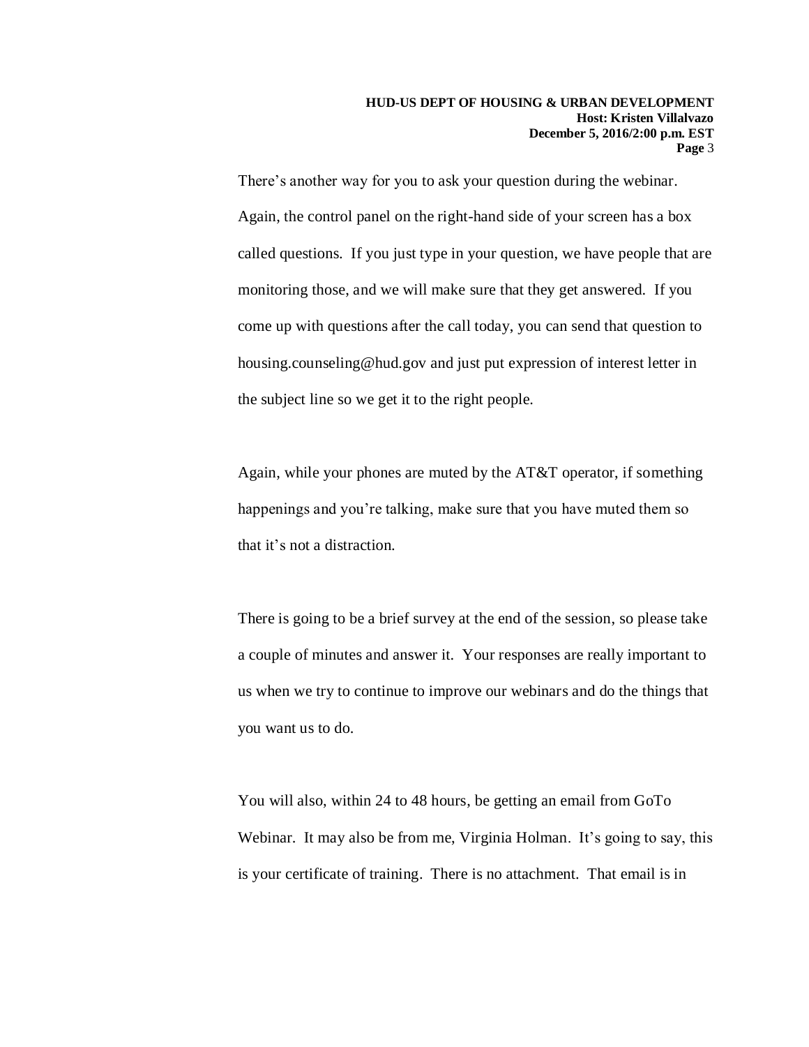There's another way for you to ask your question during the webinar. Again, the control panel on the right-hand side of your screen has a box called questions. If you just type in your question, we have people that are monitoring those, and we will make sure that they get answered. If you come up with questions after the call today, you can send that question to housing.counseling@hud.gov and just put expression of interest letter in the subject line so we get it to the right people.

Again, while your phones are muted by the AT&T operator, if something happenings and you're talking, make sure that you have muted them so that it's not a distraction.

There is going to be a brief survey at the end of the session, so please take a couple of minutes and answer it. Your responses are really important to us when we try to continue to improve our webinars and do the things that you want us to do.

You will also, within 24 to 48 hours, be getting an email from GoTo Webinar. It may also be from me, Virginia Holman. It's going to say, this is your certificate of training. There is no attachment. That email is in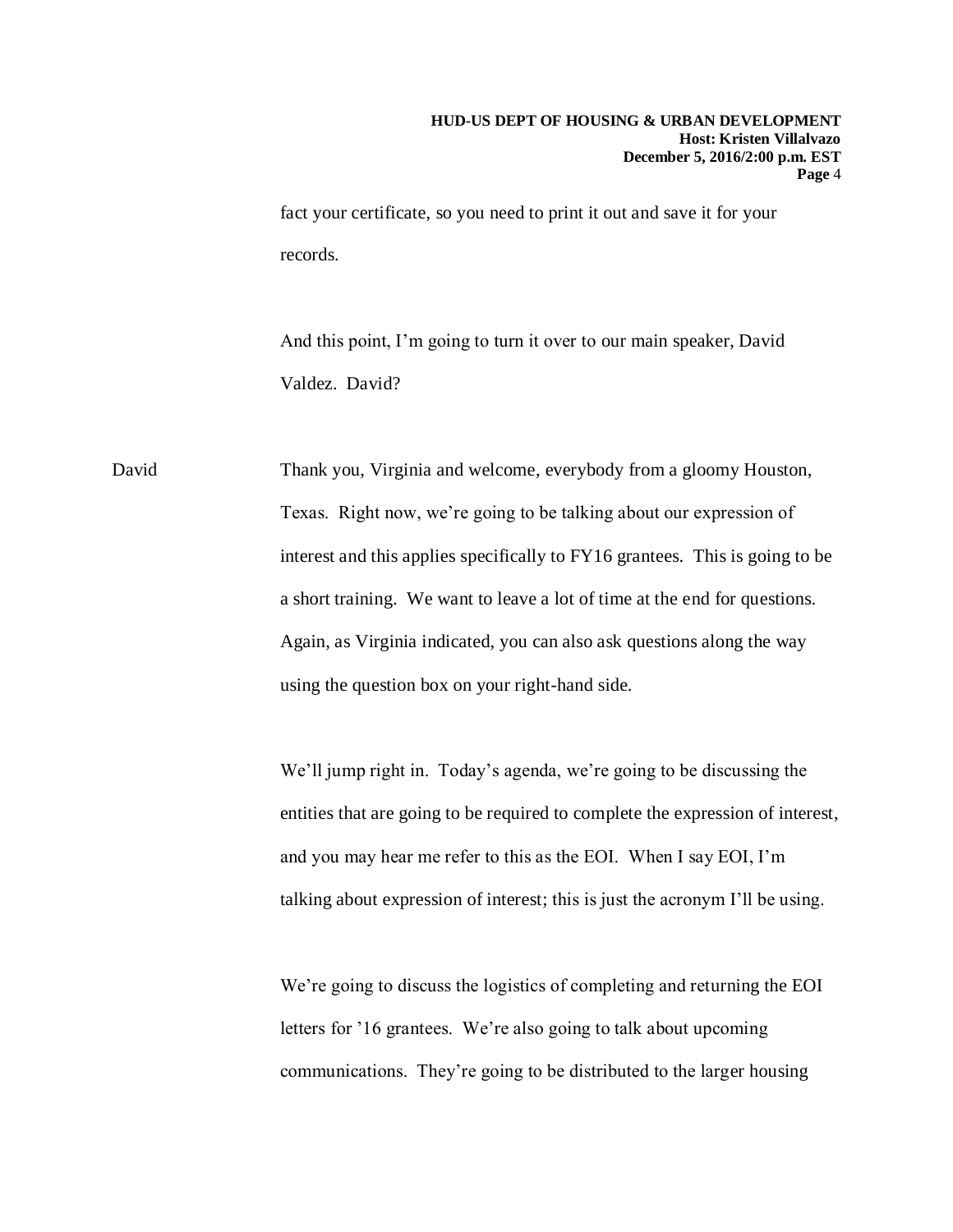fact your certificate, so you need to print it out and save it for your records.

And this point, I'm going to turn it over to our main speaker, David Valdez. David?

David Thank you, Virginia and welcome, everybody from a gloomy Houston, Texas. Right now, we're going to be talking about our expression of interest and this applies specifically to FY16 grantees. This is going to be a short training. We want to leave a lot of time at the end for questions. Again, as Virginia indicated, you can also ask questions along the way using the question box on your right-hand side.

We'll jump right in. Today's agenda, we're going to be discussing the entities that are going to be required to complete the expression of interest, and you may hear me refer to this as the EOI. When I say EOI, I'm talking about expression of interest; this is just the acronym I'll be using.

We're going to discuss the logistics of completing and returning the EOI letters for '16 grantees. We're also going to talk about upcoming communications. They're going to be distributed to the larger housing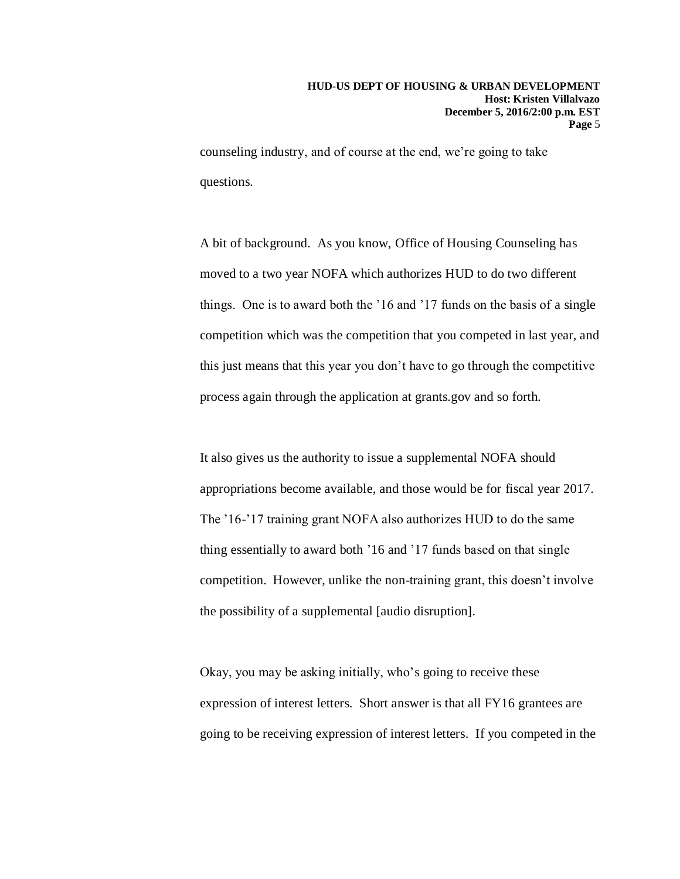counseling industry, and of course at the end, we're going to take questions.

A bit of background. As you know, Office of Housing Counseling has moved to a two year NOFA which authorizes HUD to do two different things. One is to award both the '16 and '17 funds on the basis of a single competition which was the competition that you competed in last year, and this just means that this year you don't have to go through the competitive process again through the application at grants.gov and so forth.

It also gives us the authority to issue a supplemental NOFA should appropriations become available, and those would be for fiscal year 2017. The '16-'17 training grant NOFA also authorizes HUD to do the same thing essentially to award both '16 and '17 funds based on that single competition. However, unlike the non-training grant, this doesn't involve the possibility of a supplemental [audio disruption].

Okay, you may be asking initially, who's going to receive these expression of interest letters. Short answer is that all FY16 grantees are going to be receiving expression of interest letters. If you competed in the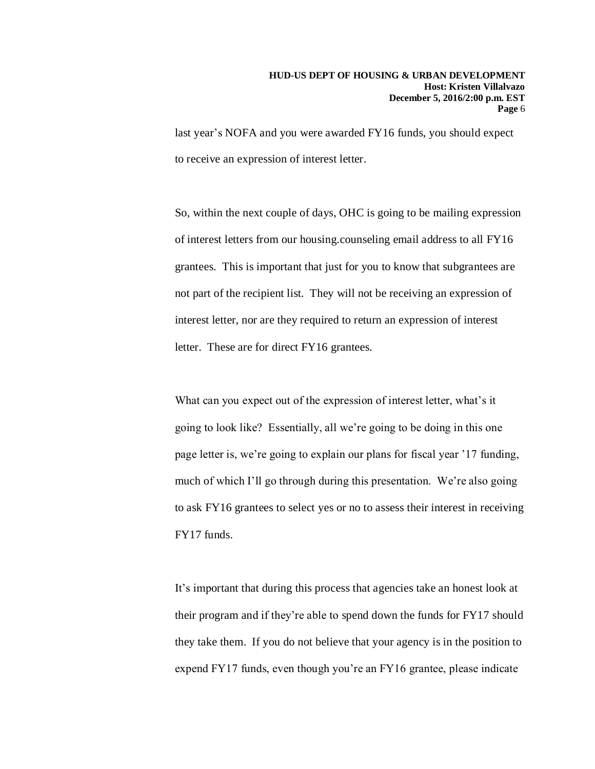last year's NOFA and you were awarded FY16 funds, you should expect to receive an expression of interest letter.

So, within the next couple of days, OHC is going to be mailing expression of interest letters from our housing.counseling email address to all FY16 grantees. This is important that just for you to know that subgrantees are not part of the recipient list. They will not be receiving an expression of interest letter, nor are they required to return an expression of interest letter. These are for direct FY16 grantees.

What can you expect out of the expression of interest letter, what's it going to look like? Essentially, all we're going to be doing in this one page letter is, we're going to explain our plans for fiscal year '17 funding, much of which I'll go through during this presentation. We're also going to ask FY16 grantees to select yes or no to assess their interest in receiving FY17 funds.

It's important that during this process that agencies take an honest look at their program and if they're able to spend down the funds for FY17 should they take them. If you do not believe that your agency is in the position to expend FY17 funds, even though you're an FY16 grantee, please indicate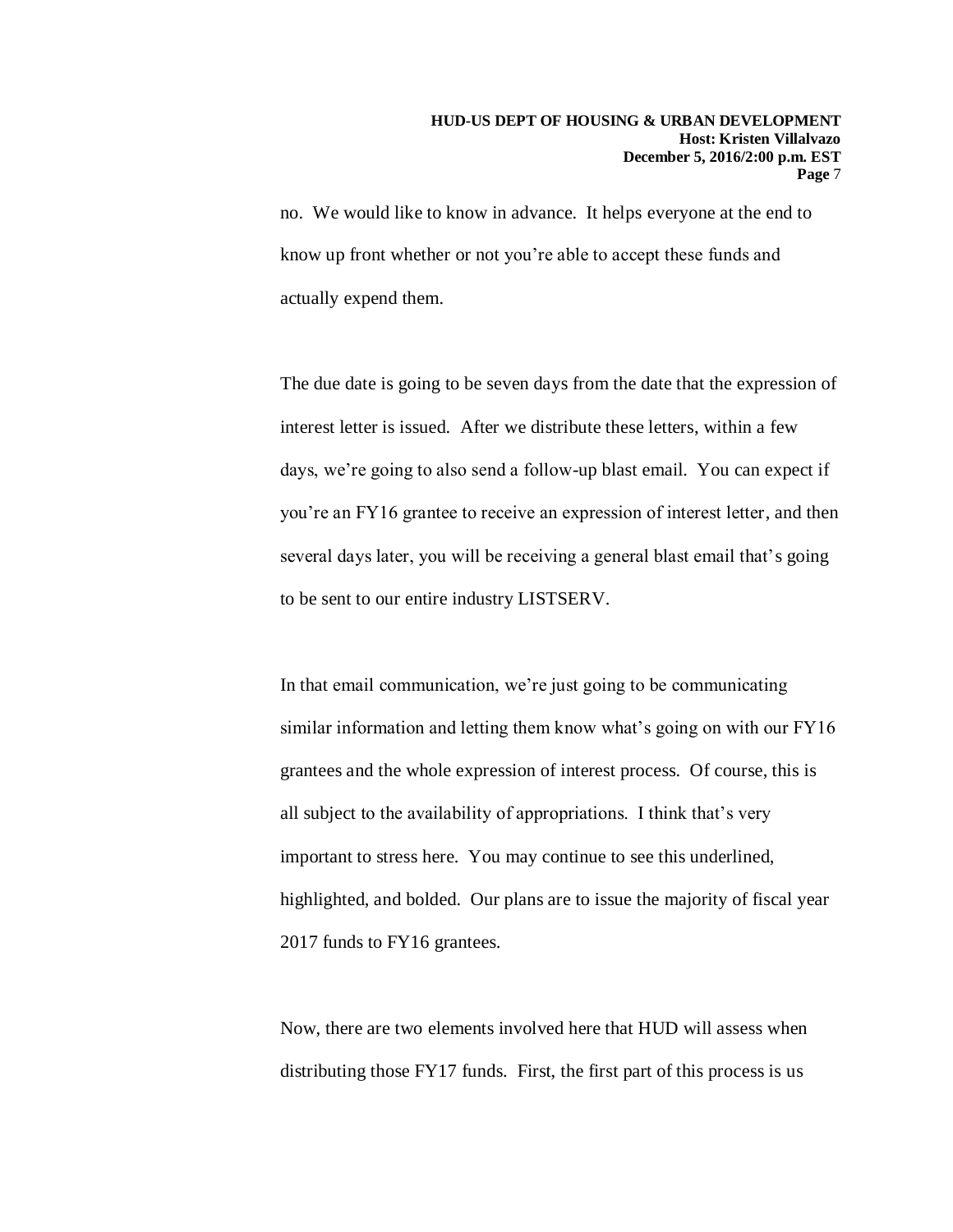no. We would like to know in advance. It helps everyone at the end to know up front whether or not you're able to accept these funds and actually expend them.

The due date is going to be seven days from the date that the expression of interest letter is issued. After we distribute these letters, within a few days, we're going to also send a follow-up blast email. You can expect if you're an FY16 grantee to receive an expression of interest letter, and then several days later, you will be receiving a general blast email that's going to be sent to our entire industry LISTSERV.

In that email communication, we're just going to be communicating similar information and letting them know what's going on with our FY16 grantees and the whole expression of interest process. Of course, this is all subject to the availability of appropriations. I think that's very important to stress here. You may continue to see this underlined, highlighted, and bolded. Our plans are to issue the majority of fiscal year 2017 funds to FY16 grantees.

Now, there are two elements involved here that HUD will assess when distributing those FY17 funds. First, the first part of this process is us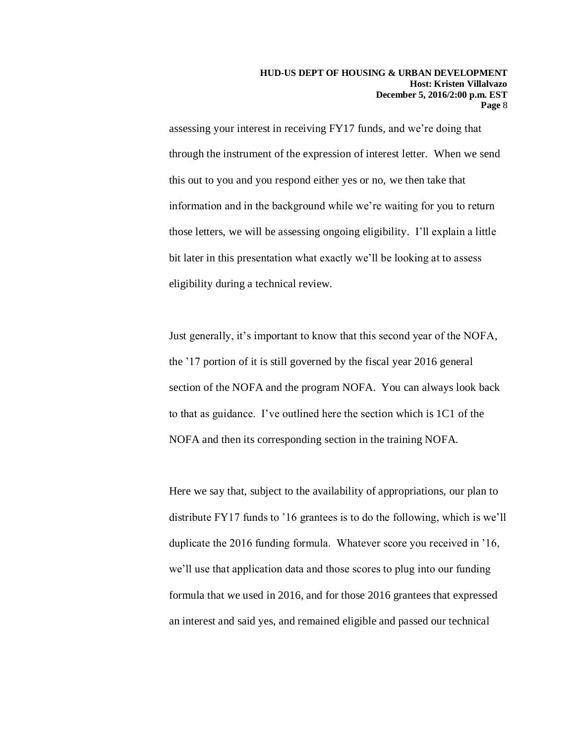assessing your interest in receiving FY17 funds, and we're doing that through the instrument of the expression of interest letter. When we send this out to you and you respond either yes or no, we then take that information and in the background while we're waiting for you to return those letters, we will be assessing ongoing eligibility. I'll explain a little bit later in this presentation what exactly we'll be looking at to assess eligibility during a technical review.

Just generally, it's important to know that this second year of the NOFA, the '17 portion of it is still governed by the fiscal year 2016 general section of the NOFA and the program NOFA. You can always look back to that as guidance. I've outlined here the section which is 1C1 of the NOFA and then its corresponding section in the training NOFA.

Here we say that, subject to the availability of appropriations, our plan to distribute FY17 funds to '16 grantees is to do the following, which is we'll duplicate the 2016 funding formula. Whatever score you received in '16, we'll use that application data and those scores to plug into our funding formula that we used in 2016, and for those 2016 grantees that expressed an interest and said yes, and remained eligible and passed our technical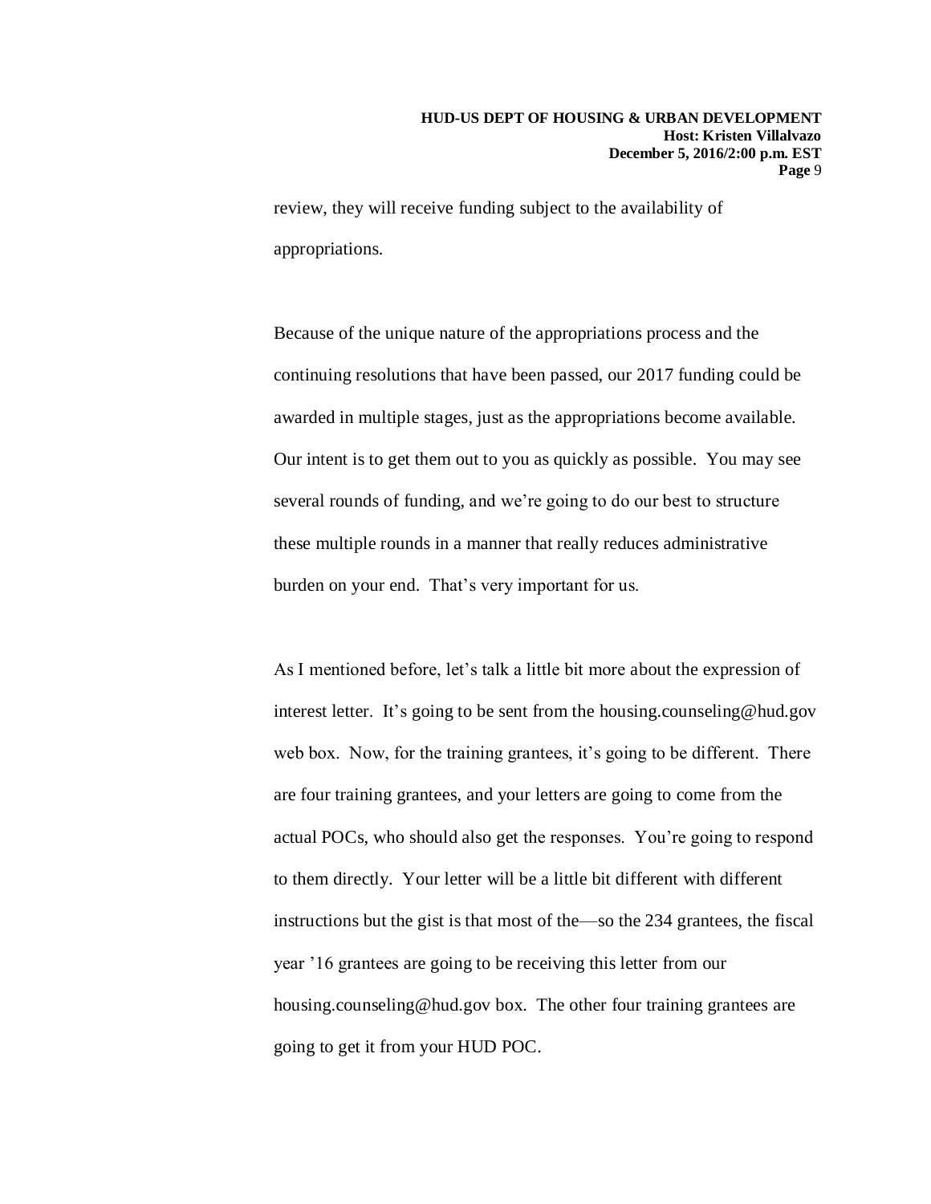review, they will receive funding subject to the availability of appropriations.

Because of the unique nature of the appropriations process and the continuing resolutions that have been passed, our 2017 funding could be awarded in multiple stages, just as the appropriations become available. Our intent is to get them out to you as quickly as possible. You may see several rounds of funding, and we're going to do our best to structure these multiple rounds in a manner that really reduces administrative burden on your end. That's very important for us.

As I mentioned before, let's talk a little bit more about the expression of interest letter. It's going to be sent from the housing.counseling@hud.gov web box. Now, for the training grantees, it's going to be different. There are four training grantees, and your letters are going to come from the actual POCs, who should also get the responses. You're going to respond to them directly. Your letter will be a little bit different with different instructions but the gist is that most of the—so the 234 grantees, the fiscal year '16 grantees are going to be receiving this letter from our housing.counseling@hud.gov box. The other four training grantees are going to get it from your HUD POC.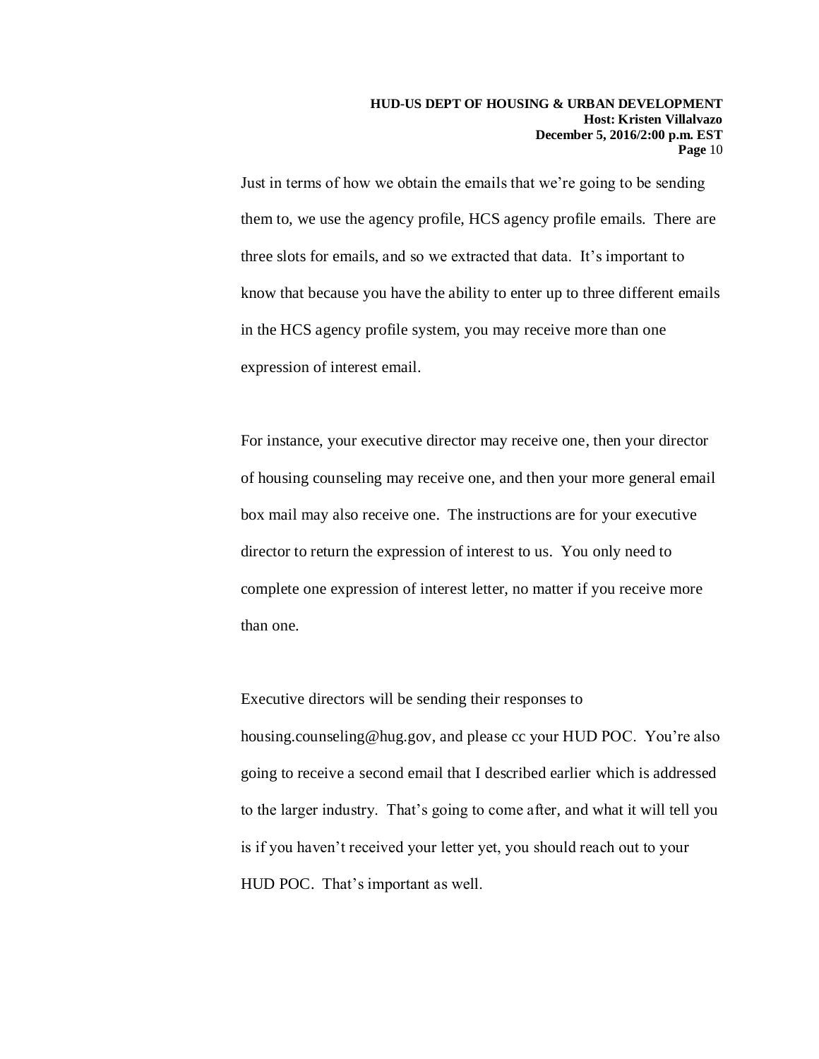Just in terms of how we obtain the emails that we're going to be sending them to, we use the agency profile, HCS agency profile emails. There are three slots for emails, and so we extracted that data. It's important to know that because you have the ability to enter up to three different emails in the HCS agency profile system, you may receive more than one expression of interest email.

For instance, your executive director may receive one, then your director of housing counseling may receive one, and then your more general email box mail may also receive one. The instructions are for your executive director to return the expression of interest to us. You only need to complete one expression of interest letter, no matter if you receive more than one.

Executive directors will be sending their responses to housing.counseling@hug.gov, and please cc your HUD POC. You're also going to receive a second email that I described earlier which is addressed to the larger industry. That's going to come after, and what it will tell you is if you haven't received your letter yet, you should reach out to your HUD POC. That's important as well.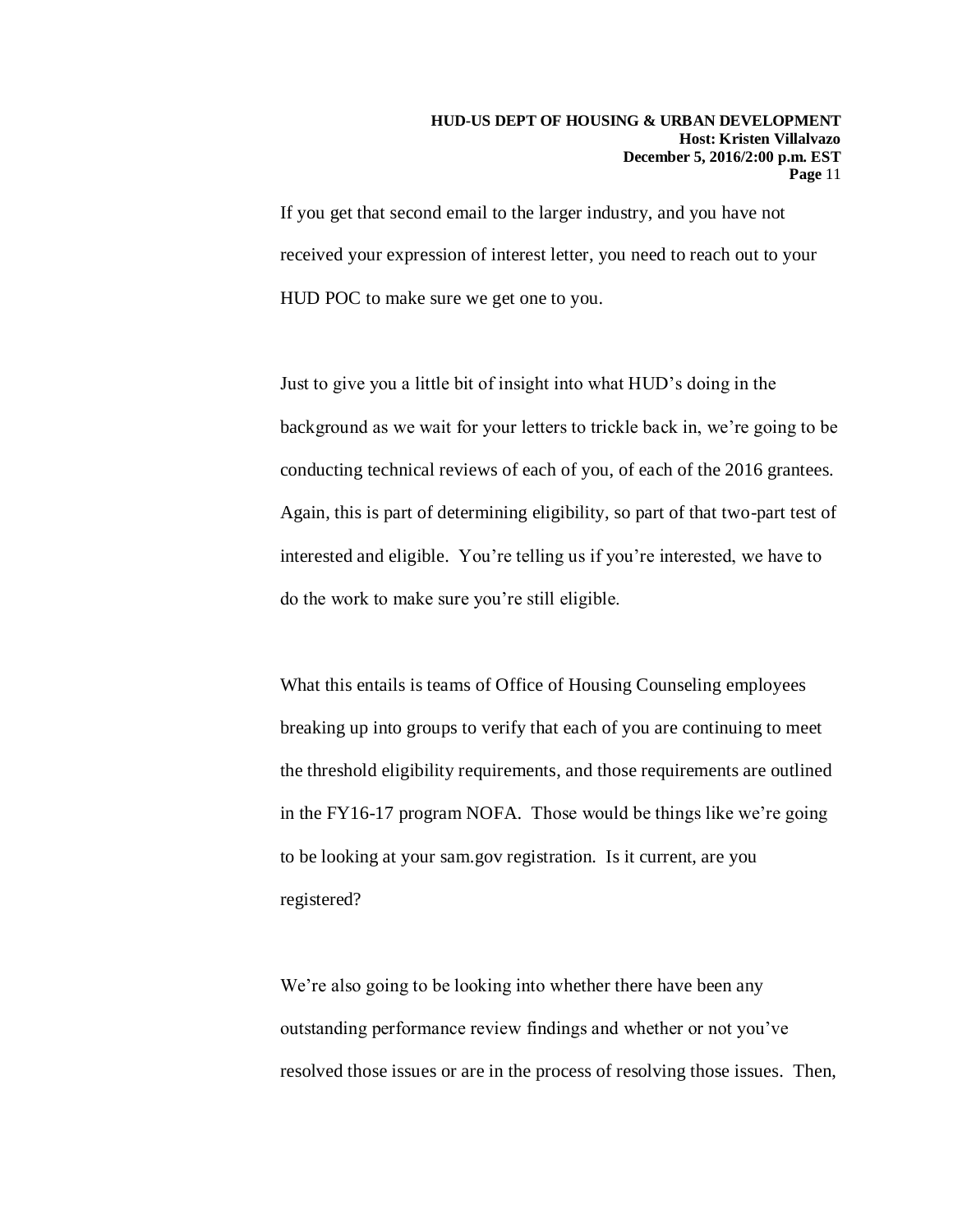If you get that second email to the larger industry, and you have not received your expression of interest letter, you need to reach out to your HUD POC to make sure we get one to you.

Just to give you a little bit of insight into what HUD's doing in the background as we wait for your letters to trickle back in, we're going to be conducting technical reviews of each of you, of each of the 2016 grantees. Again, this is part of determining eligibility, so part of that two-part test of interested and eligible. You're telling us if you're interested, we have to do the work to make sure you're still eligible.

What this entails is teams of Office of Housing Counseling employees breaking up into groups to verify that each of you are continuing to meet the threshold eligibility requirements, and those requirements are outlined in the FY16-17 program NOFA. Those would be things like we're going to be looking at your sam.gov registration. Is it current, are you registered?

We're also going to be looking into whether there have been any outstanding performance review findings and whether or not you've resolved those issues or are in the process of resolving those issues. Then,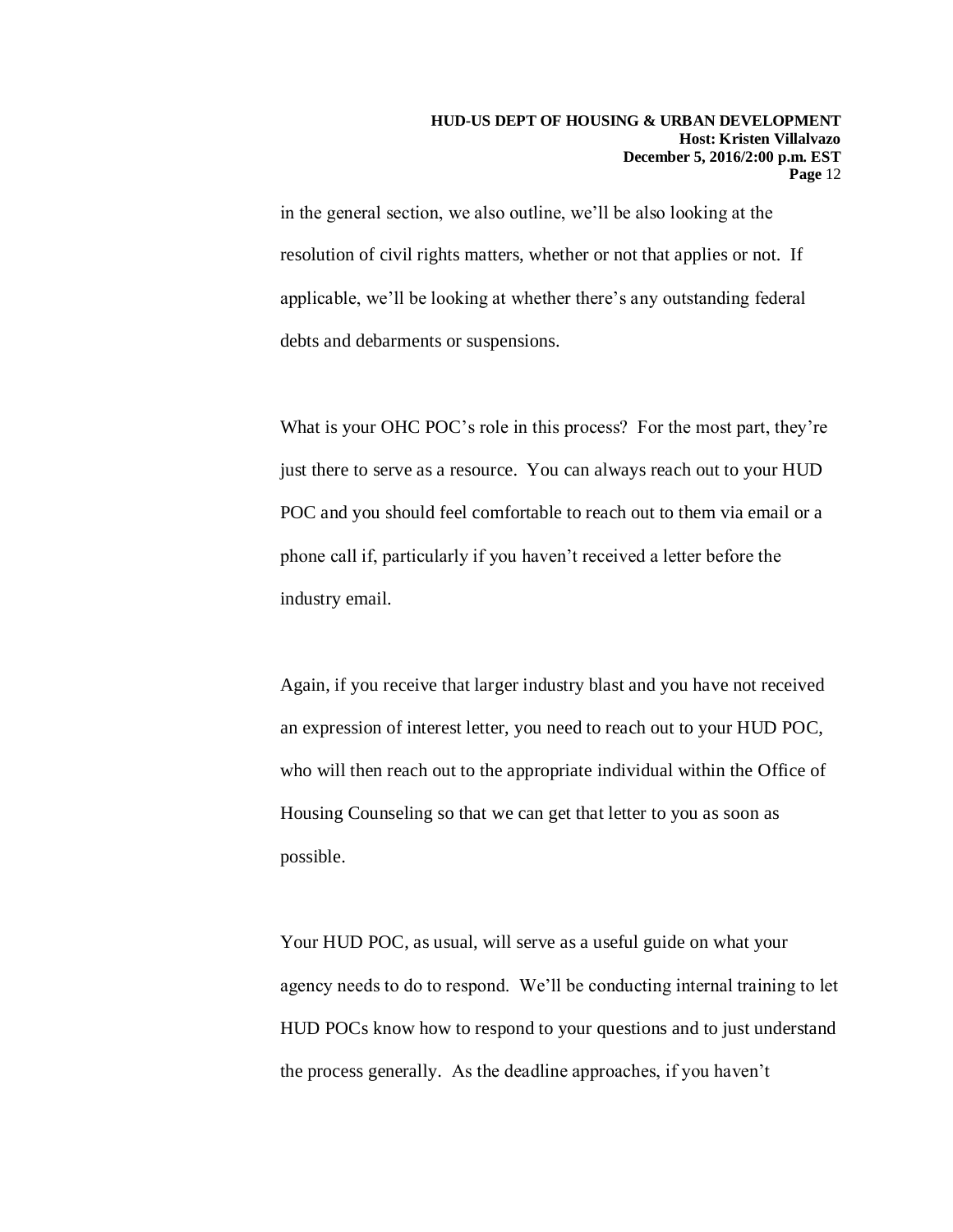in the general section, we also outline, we'll be also looking at the resolution of civil rights matters, whether or not that applies or not. If applicable, we'll be looking at whether there's any outstanding federal debts and debarments or suspensions.

What is your OHC POC's role in this process? For the most part, they're just there to serve as a resource. You can always reach out to your HUD POC and you should feel comfortable to reach out to them via email or a phone call if, particularly if you haven't received a letter before the industry email.

Again, if you receive that larger industry blast and you have not received an expression of interest letter, you need to reach out to your HUD POC, who will then reach out to the appropriate individual within the Office of Housing Counseling so that we can get that letter to you as soon as possible.

Your HUD POC, as usual, will serve as a useful guide on what your agency needs to do to respond. We'll be conducting internal training to let HUD POCs know how to respond to your questions and to just understand the process generally. As the deadline approaches, if you haven't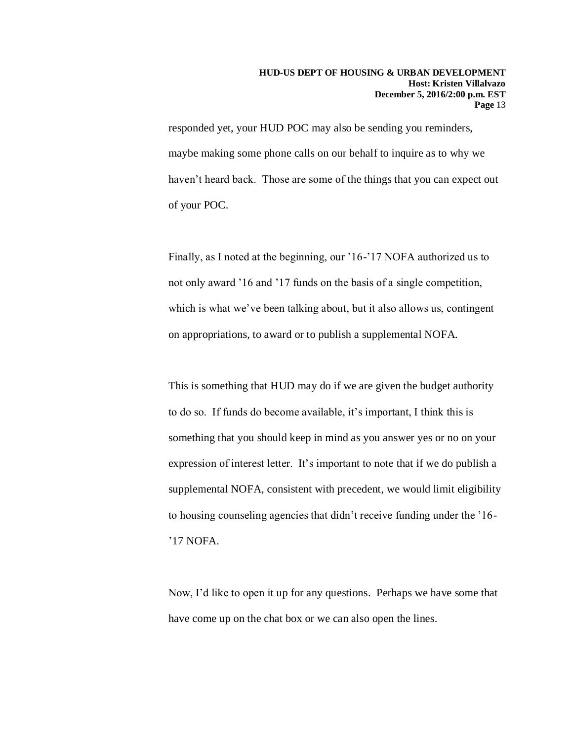responded yet, your HUD POC may also be sending you reminders, maybe making some phone calls on our behalf to inquire as to why we haven't heard back. Those are some of the things that you can expect out of your POC.

Finally, as I noted at the beginning, our '16-'17 NOFA authorized us to not only award '16 and '17 funds on the basis of a single competition, which is what we've been talking about, but it also allows us, contingent on appropriations, to award or to publish a supplemental NOFA.

This is something that HUD may do if we are given the budget authority to do so. If funds do become available, it's important, I think this is something that you should keep in mind as you answer yes or no on your expression of interest letter. It's important to note that if we do publish a supplemental NOFA, consistent with precedent, we would limit eligibility to housing counseling agencies that didn't receive funding under the '16-'17 NOFA.

Now, I'd like to open it up for any questions. Perhaps we have some that have come up on the chat box or we can also open the lines.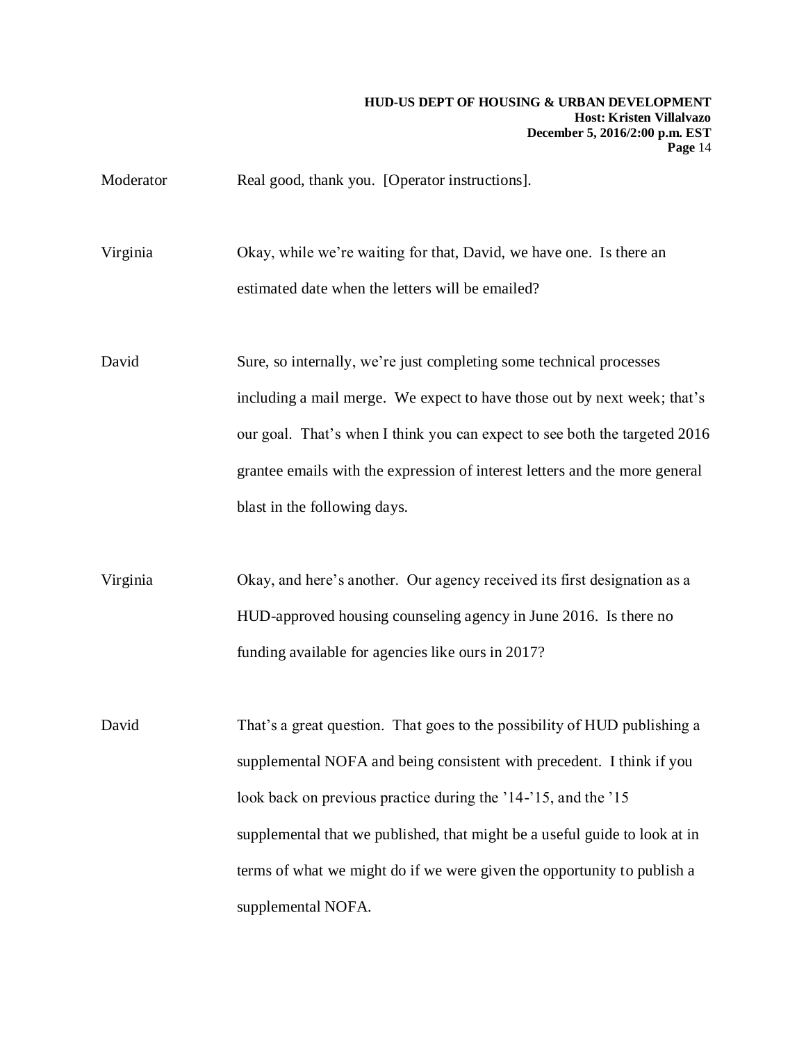Moderator Real good, thank you. [Operator instructions].

Virginia Okay, while we're waiting for that, David, we have one. Is there an estimated date when the letters will be emailed?

David Sure, so internally, we're just completing some technical processes including a mail merge. We expect to have those out by next week; that's our goal. That's when I think you can expect to see both the targeted 2016 grantee emails with the expression of interest letters and the more general blast in the following days.

Virginia Okay, and here's another. Our agency received its first designation as a HUD-approved housing counseling agency in June 2016. Is there no funding available for agencies like ours in 2017?

David That's a great question. That goes to the possibility of HUD publishing a supplemental NOFA and being consistent with precedent. I think if you look back on previous practice during the '14-'15, and the '15 supplemental that we published, that might be a useful guide to look at in terms of what we might do if we were given the opportunity to publish a supplemental NOFA.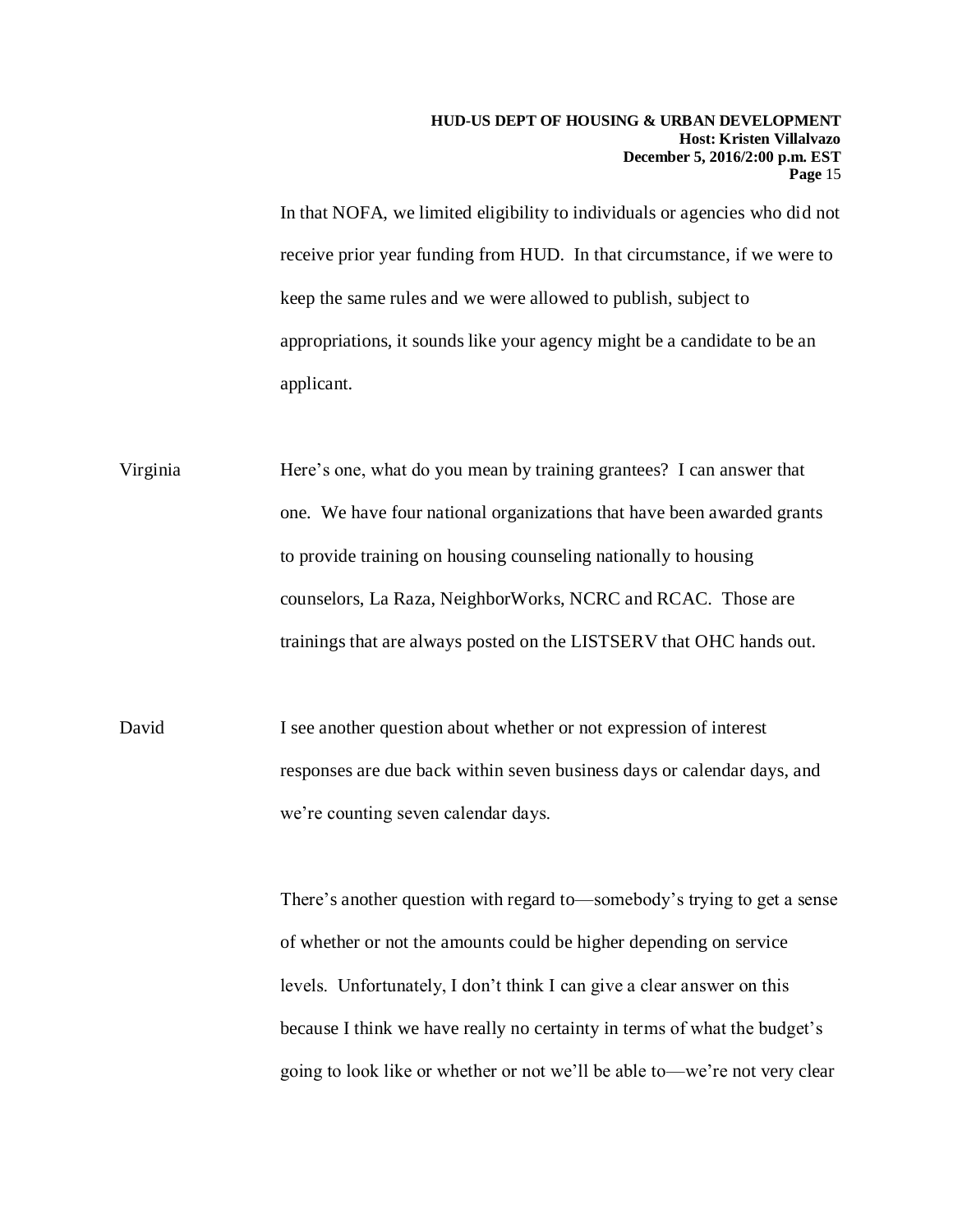In that NOFA, we limited eligibility to individuals or agencies who did not receive prior year funding from HUD. In that circumstance, if we were to keep the same rules and we were allowed to publish, subject to appropriations, it sounds like your agency might be a candidate to be an applicant.

Virginia: Here's one, what do you mean by training grantees? I can answer that one. We have four national organizations that have been awarded grants to provide training on housing counseling nationally to housing counselors, La Raza, NeighborWorks, NCRC and RCAC. Those are trainings that are always posted on the LISTSERV that OHC hands out.

David: I see another question about whether or not expression of interest responses are due back within seven business days or calendar days, and we're counting seven calendar days.

There's another question with regard to—somebody's trying to get a sense of whether or not the amounts could be higher depending on service levels. Unfortunately, I don't think I can give a clear answer on this because I think we have really no certainty in terms of what the budget's going to look like or whether or not we'll be able to—we're not very clear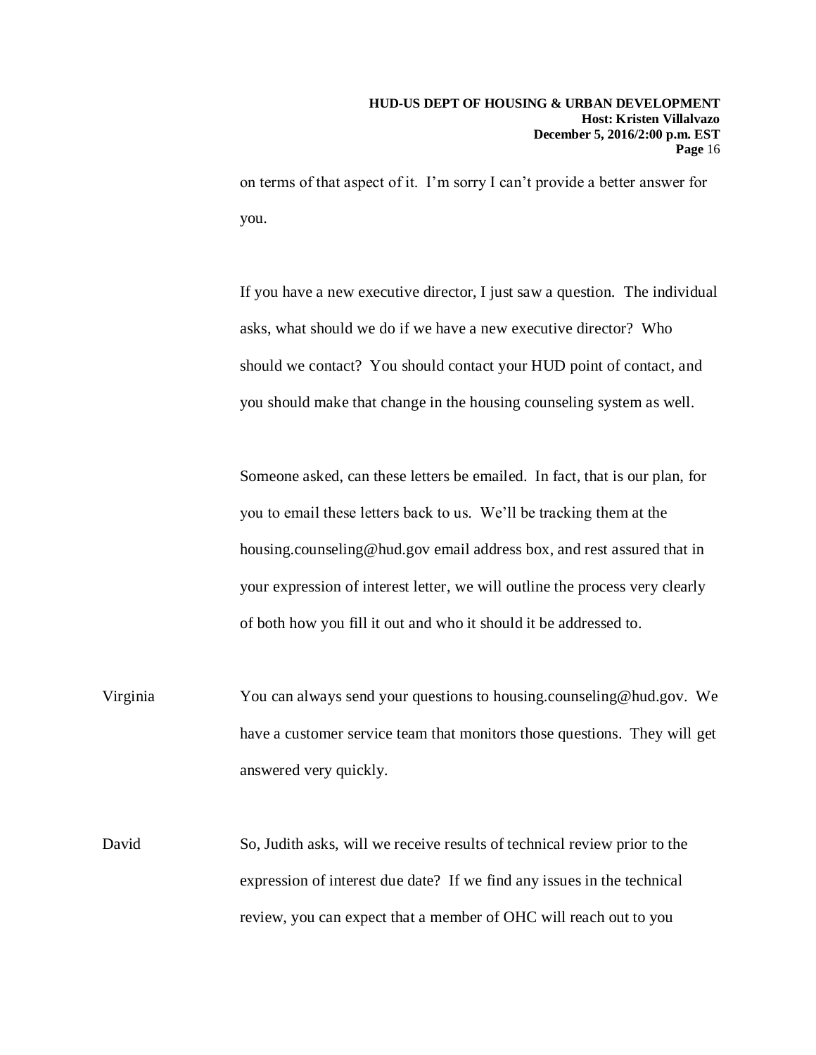on terms of that aspect of it. I'm sorry I can't provide a better answer for you.

If you have a new executive director, I just saw a question. The individual asks, what should we do if we have a new executive director? Who should we contact? You should contact your HUD point of contact, and you should make that change in the housing counseling system as well.

Someone asked, can these letters be emailed. In fact, that is our plan, for you to email these letters back to us. We'll be tracking them at the housing.counseling@hud.gov email address box, and rest assured that in your expression of interest letter, we will outline the process very clearly of both how you fill it out and who it should it be addressed to.

Virginia You can always send your questions to housing.counseling@hud.gov. We have a customer service team that monitors those questions. They will get answered very quickly.

David So, Judith asks, will we receive results of technical review prior to the expression of interest due date? If we find any issues in the technical review, you can expect that a member of OHC will reach out to you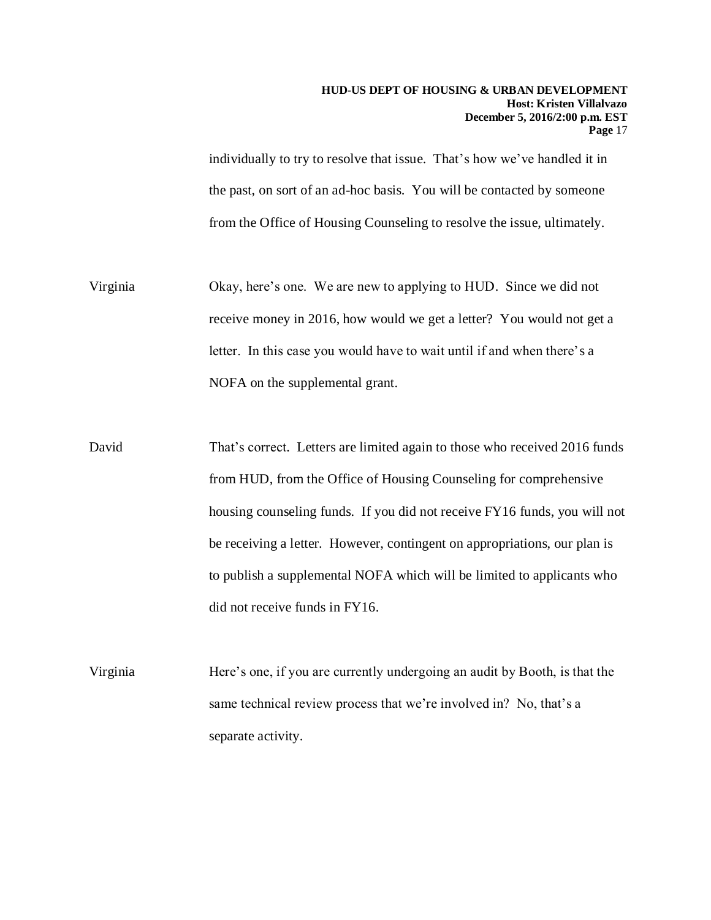individually to try to resolve that issue. That's how we've handled it in the past, on sort of an ad-hoc basis. You will be contacted by someone from the Office of Housing Counseling to resolve the issue, ultimately.

Virginia: Okay, here's one. We are new to applying to HUD. Since we did not receive money in 2016, how would we get a letter? You would not get a letter. In this case you would have to wait until if and when there's a NOFA on the supplemental grant.

David: That's correct. Letters are limited again to those who received 2016 funds from HUD, from the Office of Housing Counseling for comprehensive housing counseling funds. If you did not receive FY16 funds, you will not be receiving a letter. However, contingent on appropriations, our plan is to publish a supplemental NOFA which will be limited to applicants who did not receive funds in FY16.

Virginia: Here's one, if you are currently undergoing an audit by Booth, is that the same technical review process that we're involved in? No, that's a separate activity.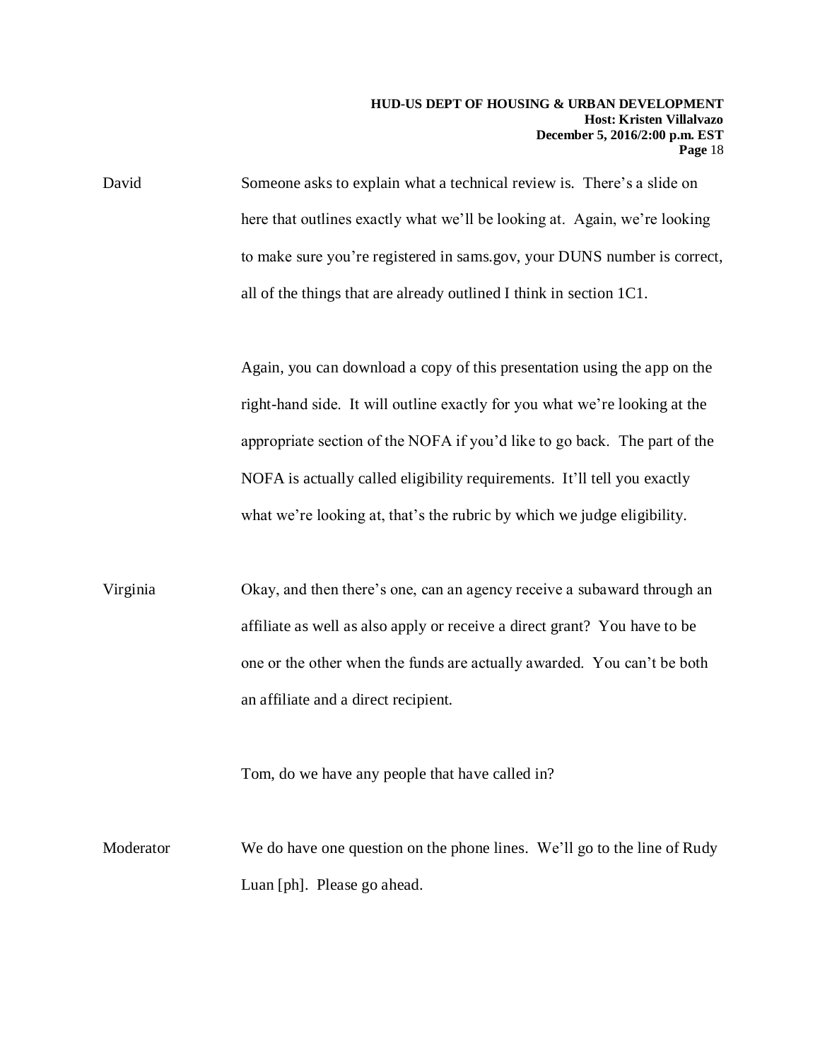David: Someone asks to explain what a technical review is. There's a slide on here that outlines exactly what we'll be looking at. Again, we're looking to make sure you're registered in sams.gov, your DUNS number is correct, all of the things that are already outlined I think in section 1C1.

Again, you can download a copy of this presentation using the app on the right-hand side. It will outline exactly for you what we're looking at the appropriate section of the NOFA if you'd like to go back. The part of the NOFA is actually called eligibility requirements. It'll tell you exactly what we're looking at, that's the rubric by which we judge eligibility.

Virginia: Okay, and then there's one, can an agency receive a subaward through an affiliate as well as also apply or receive a direct grant? You have to be one or the other when the funds are actually awarded. You can't be both an affiliate and a direct recipient.

Tom, do we have any people that have called in?

Moderator: We do have one question on the phone lines. We'll go to the line of Rudy Luan [ph]. Please go ahead.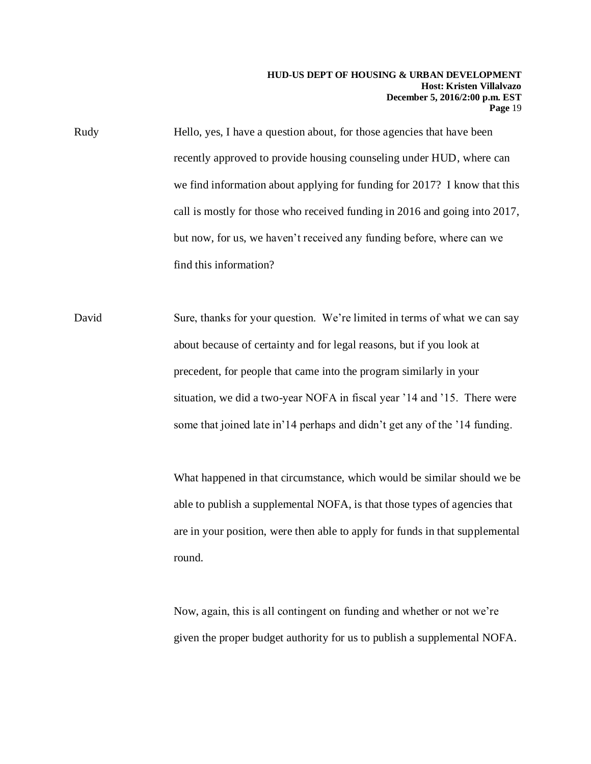Rudy: Hello, yes, I have a question about, for those agencies that have been recently approved to provide housing counseling under HUD, where can we find information about applying for funding for 2017? I know that this call is mostly for those who received funding in 2016 and going into 2017, but now, for us, we haven't received any funding before, where can we find this information?

David: Sure, thanks for your question. We're limited in terms of what we can say about because of certainty and for legal reasons, but if you look at precedent, for people that came into the program similarly in your situation, we did a two-year NOFA in fiscal year '14 and '15. There were some that joined late in'14 perhaps and didn't get any of the '14 funding.

What happened in that circumstance, which would be similar should we be able to publish a supplemental NOFA, is that those types of agencies that are in your position, were then able to apply for funds in that supplemental round.

Now, again, this is all contingent on funding and whether or not we're given the proper budget authority for us to publish a supplemental NOFA.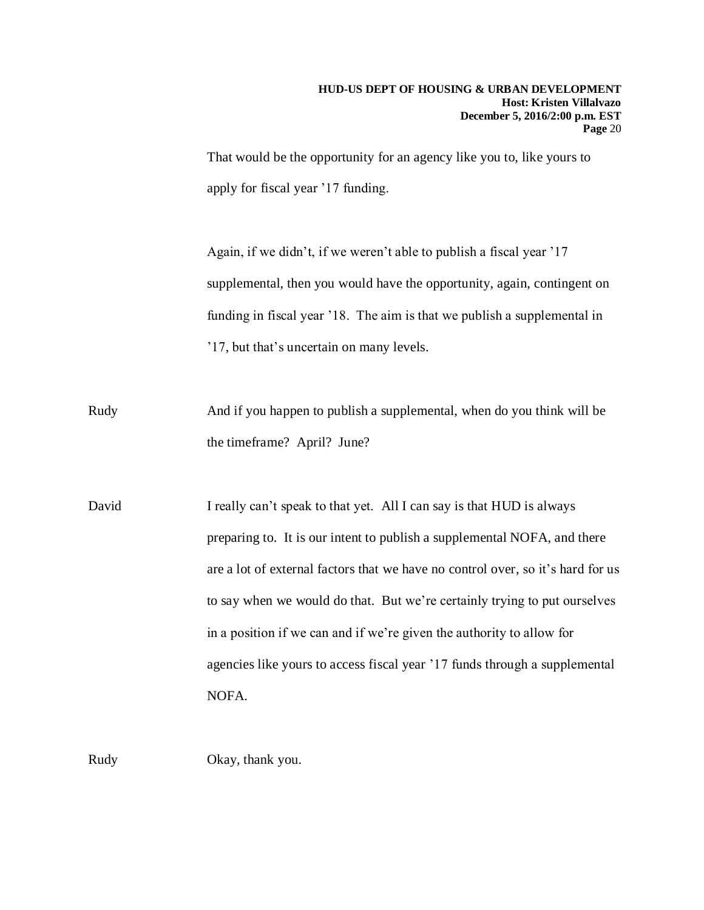That would be the opportunity for an agency like you to, like yours to apply for fiscal year '17 funding.

Again, if we didn't, if we weren't able to publish a fiscal year '17 supplemental, then you would have the opportunity, again, contingent on funding in fiscal year '18. The aim is that we publish a supplemental in '17, but that's uncertain on many levels.

Rudy And if you happen to publish a supplemental, when do you think will be the timeframe? April? June?

David I really can't speak to that yet. All I can say is that HUD is always preparing to. It is our intent to publish a supplemental NOFA, and there are a lot of external factors that we have no control over, so it's hard for us to say when we would do that. But we're certainly trying to put ourselves in a position if we can and if we're given the authority to allow for agencies like yours to access fiscal year '17 funds through a supplemental NOFA.

Rudy Okay, thank you.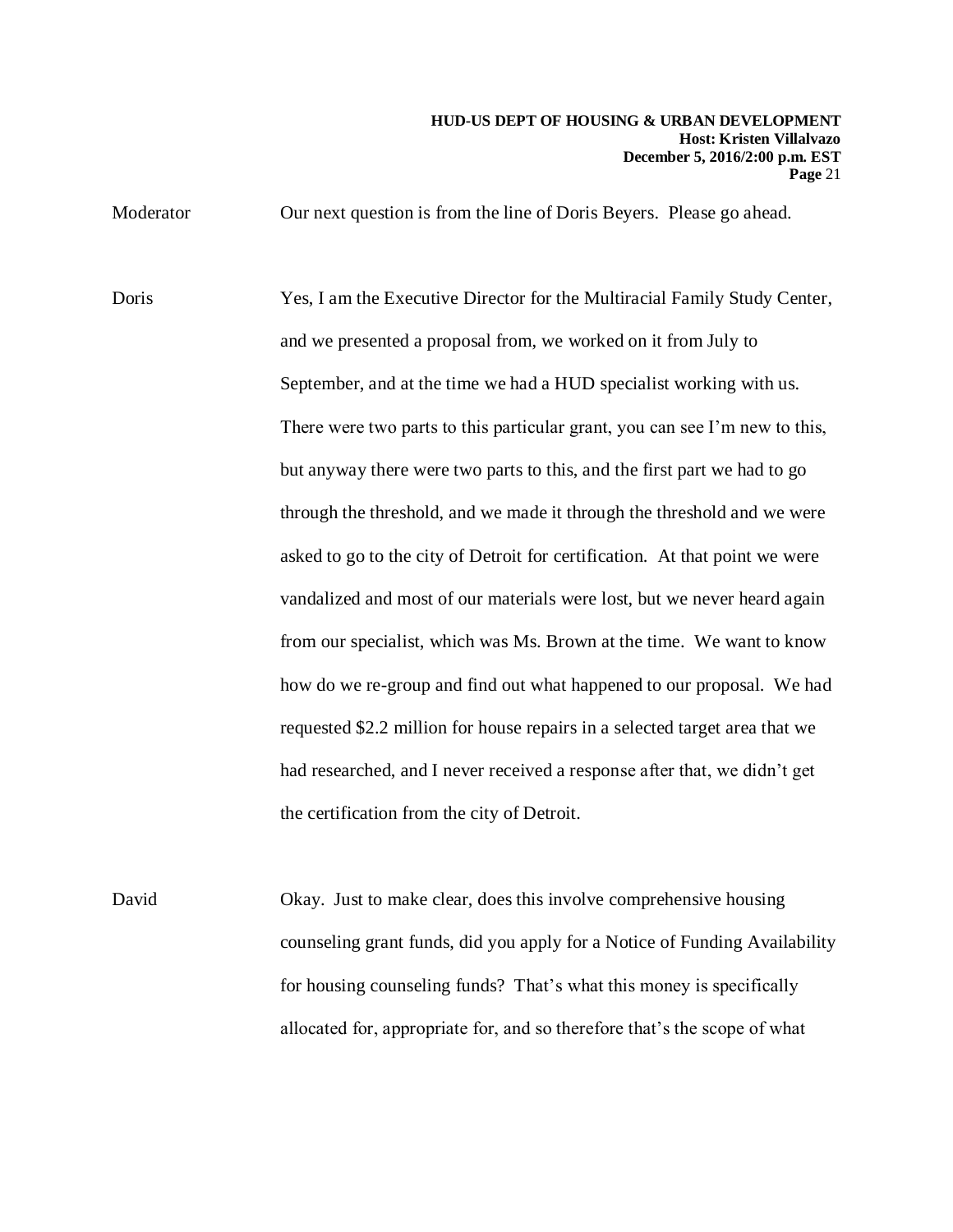Moderator Our next question is from the line of Doris Beyers. Please go ahead.

Doris Yes, I am the Executive Director for the Multiracial Family Study Center, and we presented a proposal from, we worked on it from July to September, and at the time we had a HUD specialist working with us. There were two parts to this particular grant, you can see I'm new to this, but anyway there were two parts to this, and the first part we had to go through the threshold, and we made it through the threshold and we were asked to go to the city of Detroit for certification. At that point we were vandalized and most of our materials were lost, but we never heard again from our specialist, which was Ms. Brown at the time. We want to know how do we re-group and find out what happened to our proposal. We had requested $2.2 million for house repairs in a selected target area that we had researched, and I never received a response after that, we didn't get the certification from the city of Detroit.

David Okay. Just to make clear, does this involve comprehensive housing counseling grant funds, did you apply for a Notice of Funding Availability for housing counseling funds? That's what this money is specifically allocated for, appropriate for, and so therefore that's the scope of what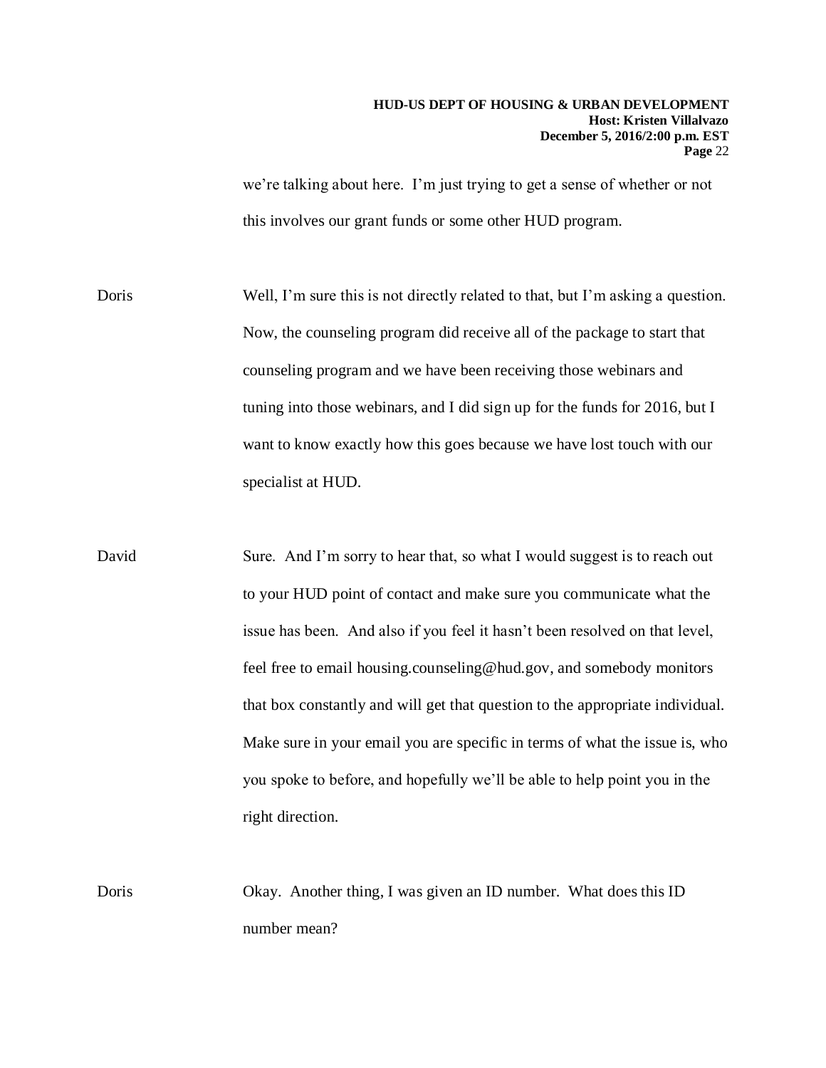we're talking about here. I'm just trying to get a sense of whether or not this involves our grant funds or some other HUD program.

Doris Well, I'm sure this is not directly related to that, but I'm asking a question. Now, the counseling program did receive all of the package to start that counseling program and we have been receiving those webinars and tuning into those webinars, and I did sign up for the funds for 2016, but I want to know exactly how this goes because we have lost touch with our specialist at HUD.

David Sure. And I'm sorry to hear that, so what I would suggest is to reach out to your HUD point of contact and make sure you communicate what the issue has been. And also if you feel it hasn't been resolved on that level, feel free to email housing.counseling@hud.gov, and somebody monitors that box constantly and will get that question to the appropriate individual. Make sure in your email you are specific in terms of what the issue is, who you spoke to before, and hopefully we'll be able to help point you in the right direction.

Doris Okay. Another thing, I was given an ID number. What does this ID number mean?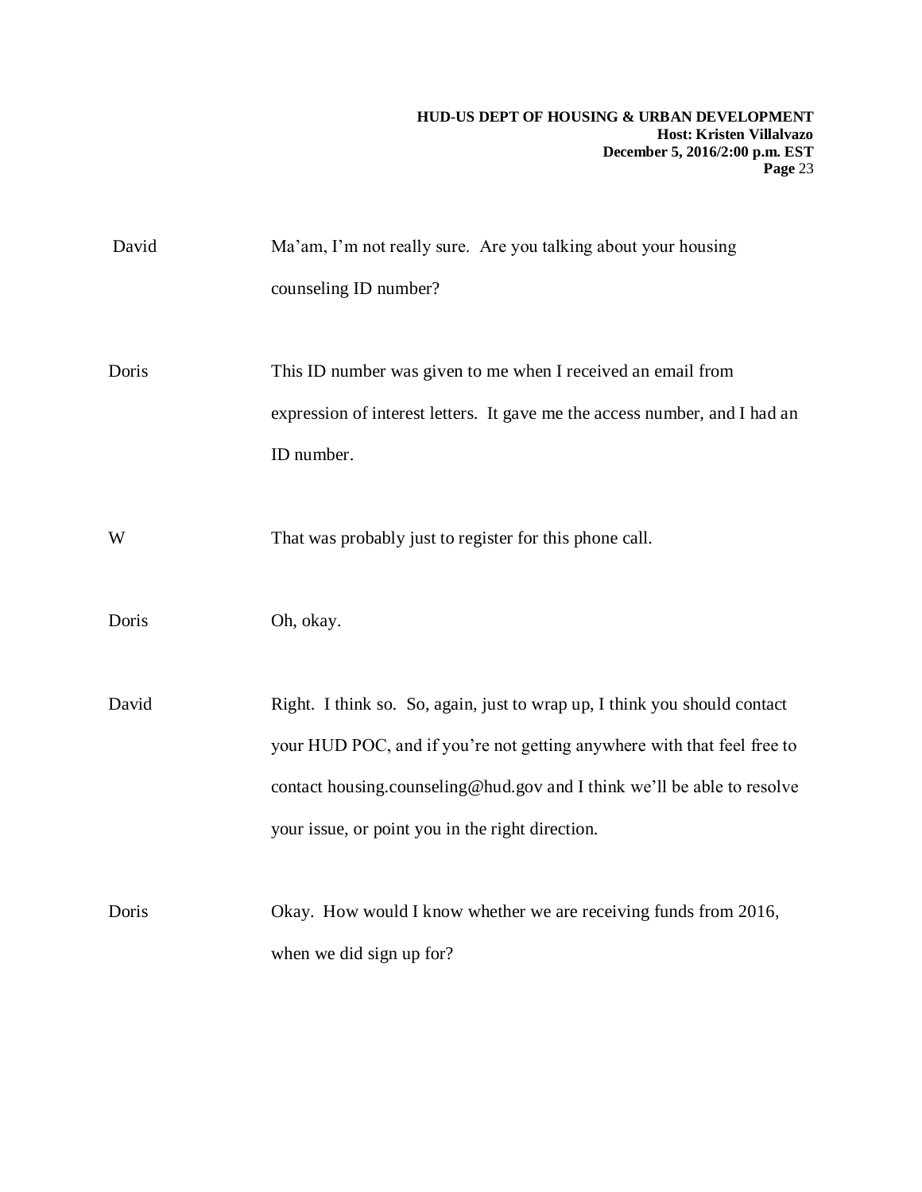David Ma'am, I'm not really sure. Are you talking about your housing counseling ID number?

Doris This ID number was given to me when I received an email from expression of interest letters. It gave me the access number, and I had an ID number.

W That was probably just to register for this phone call.

Doris Oh, okay.

David Right. I think so. So, again, just to wrap up, I think you should contact your HUD POC, and if you're not getting anywhere with that feel free to contact housing.counseling@hud.gov and I think we'll be able to resolve your issue, or point you in the right direction.

Doris Okay. How would I know whether we are receiving funds from 2016, when we did sign up for?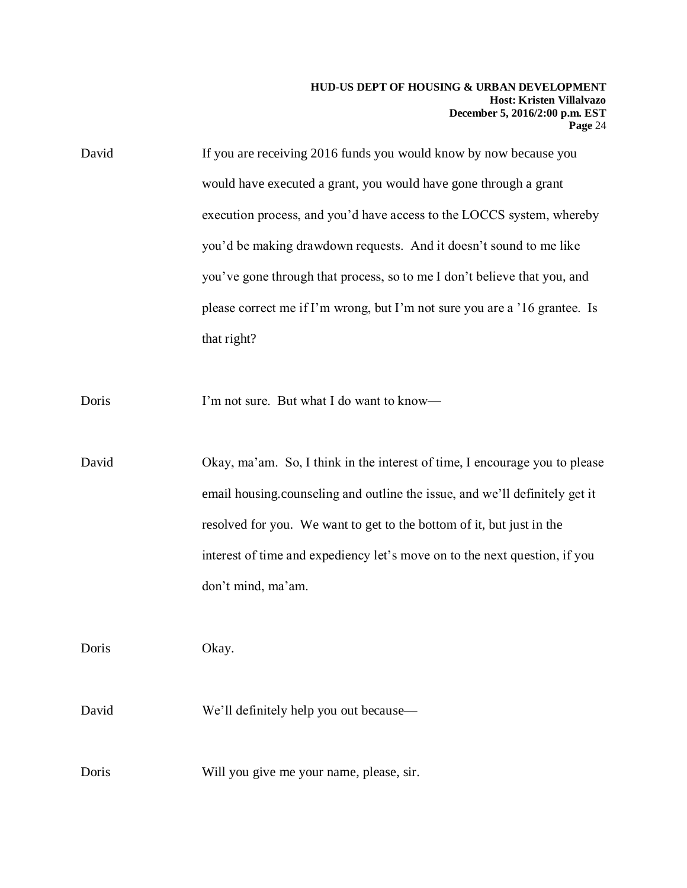David If you are receiving 2016 funds you would know by now because you would have executed a grant, you would have gone through a grant execution process, and you'd have access to the LOCCS system, whereby you'd be making drawdown requests. And it doesn't sound to me like you've gone through that process, so to me I don't believe that you, and please correct me if I'm wrong, but I'm not sure you are a '16 grantee. Is that right?

Doris I'm not sure. But what I do want to know—

David Okay, ma'am. So, I think in the interest of time, I encourage you to please email housing.counseling and outline the issue, and we'll definitely get it resolved for you. We want to get to the bottom of it, but just in the interest of time and expediency let's move on to the next question, if you don't mind, ma'am.

Doris Okay.

David We'll definitely help you out because—

Doris Will you give me your name, please, sir.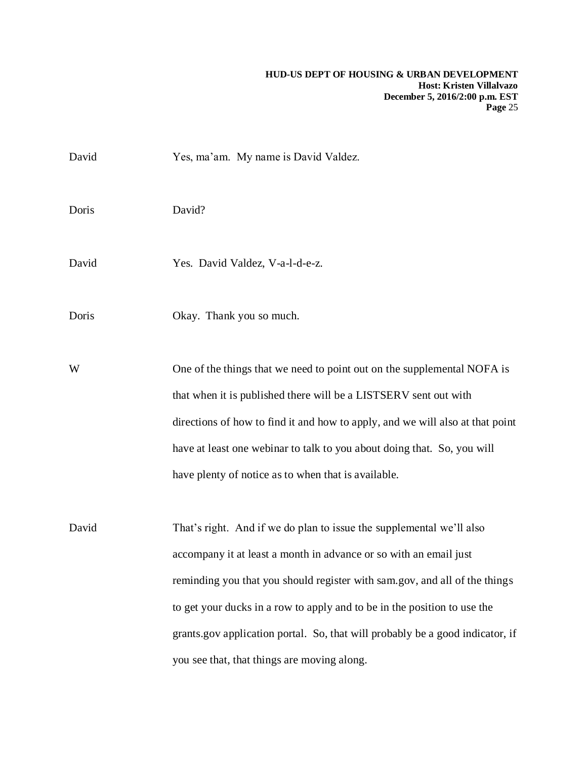David Yes, ma'am. My name is David Valdez.

Doris David?

David Yes. David Valdez, V-a-l-d-e-z.

Doris Okay. Thank you so much.

W One of the things that we need to point out on the supplemental NOFA is that when it is published there will be a LISTSERV sent out with directions of how to find it and how to apply, and we will also at that point have at least one webinar to talk to you about doing that. So, you will have plenty of notice as to when that is available.

David That's right. And if we do plan to issue the supplemental we'll also accompany it at least a month in advance or so with an email just reminding you that you should register with sam.gov, and all of the things to get your ducks in a row to apply and to be in the position to use the grants.gov application portal. So, that will probably be a good indicator, if you see that, that things are moving along.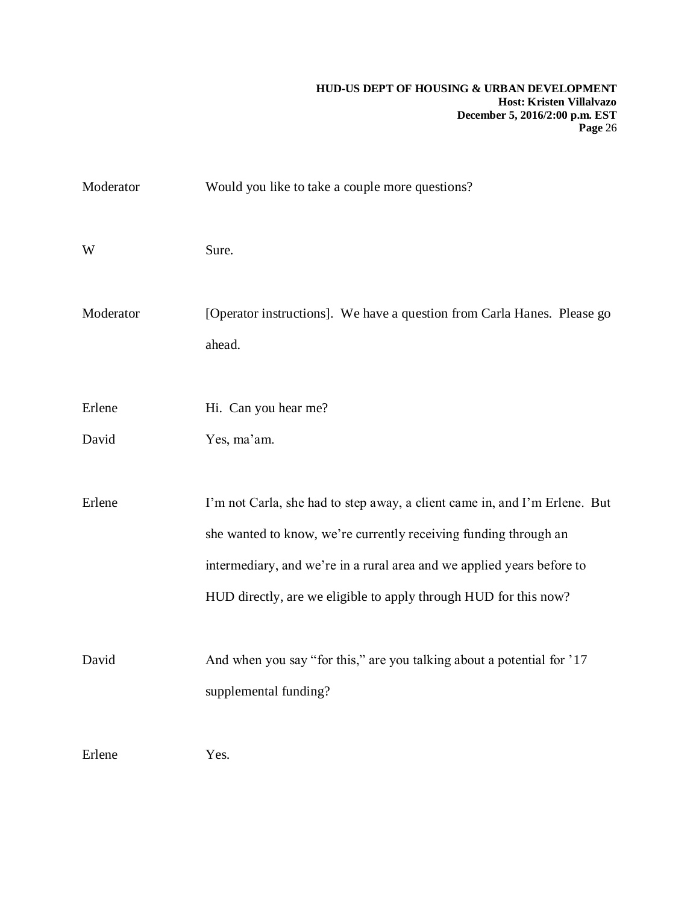Moderator Would you like to take a couple more questions?

W Sure.

Moderator [Operator instructions]. We have a question from Carla Hanes. Please go ahead.

Erlene Hi. Can you hear me?

David Yes, ma'am.

Erlene I'm not Carla, she had to step away, a client came in, and I'm Erlene. But she wanted to know, we're currently receiving funding through an intermediary, and we're in a rural area and we applied years before to HUD directly, are we eligible to apply through HUD for this now?

David And when you say "for this," are you talking about a potential for '17 supplemental funding?

Erlene Yes.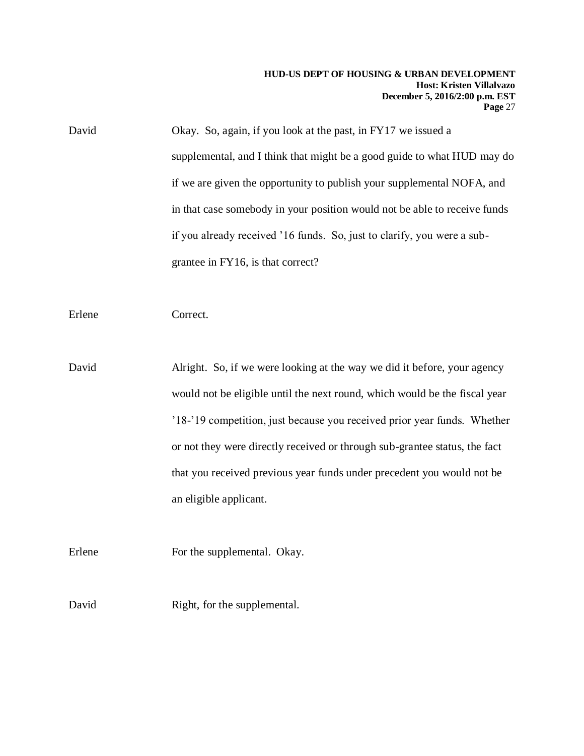David Okay. So, again, if you look at the past, in FY17 we issued a supplemental, and I think that might be a good guide to what HUD may do if we are given the opportunity to publish your supplemental NOFA, and in that case somebody in your position would not be able to receive funds if you already received '16 funds. So, just to clarify, you were a sub-grantee in FY16, is that correct?

Erlene Correct.

David Alright. So, if we were looking at the way we did it before, your agency would not be eligible until the next round, which would be the fiscal year '18-'19 competition, just because you received prior year funds. Whether or not they were directly received or through sub-grantee status, the fact that you received previous year funds under precedent you would not be an eligible applicant.

Erlene For the supplemental. Okay.

David Right, for the supplemental.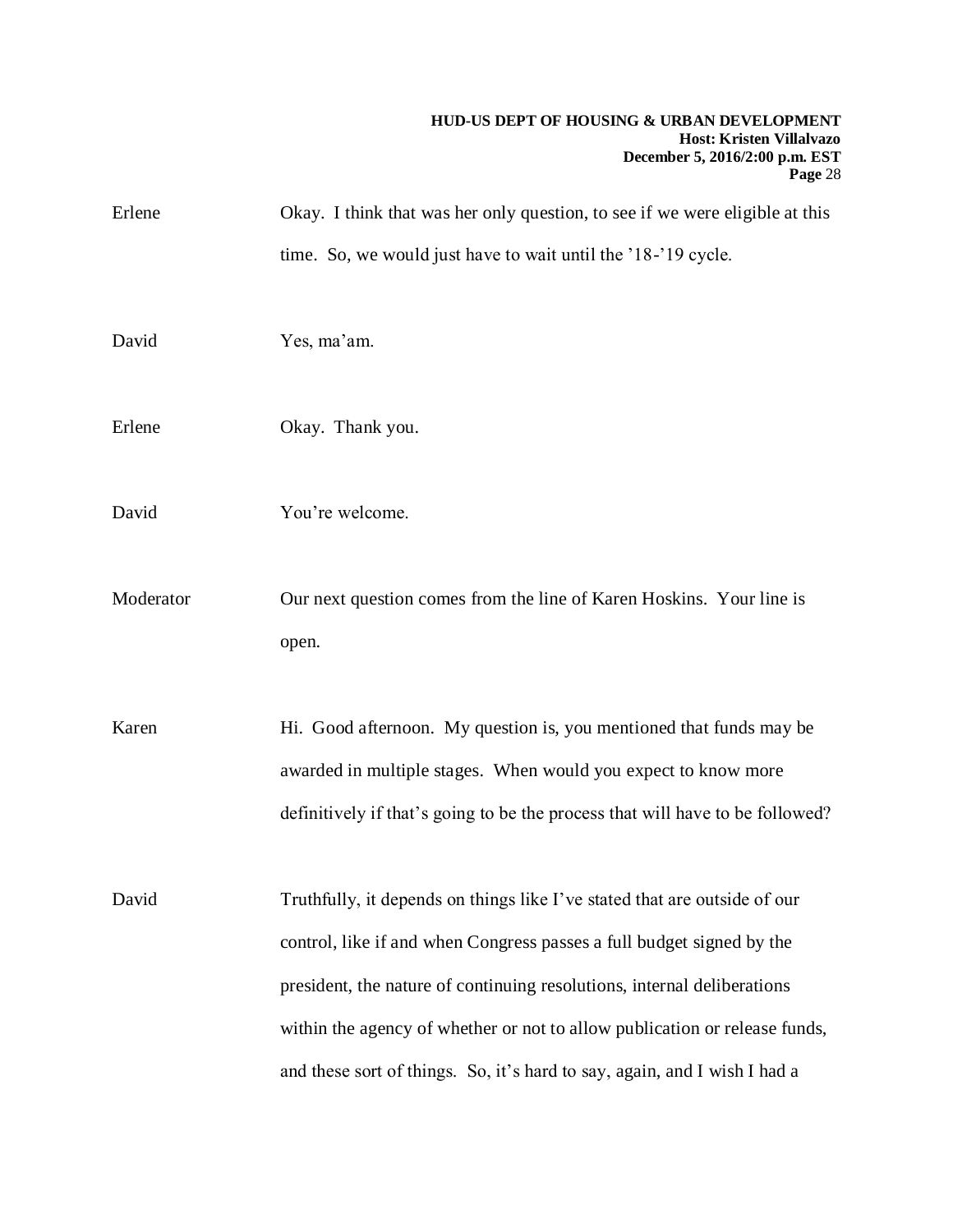Erlene Okay. I think that was her only question, to see if we were eligible at this time. So, we would just have to wait until the ’18-’19 cycle.

David Yes, ma’am.

Erlene Okay. Thank you.

David You’re welcome.

Moderator Our next question comes from the line of Karen Hoskins. Your line is open.

Karen Hi. Good afternoon. My question is, you mentioned that funds may be awarded in multiple stages. When would you expect to know more definitively if that’s going to be the process that will have to be followed?

David Truthfully, it depends on things like I’ve stated that are outside of our control, like if and when Congress passes a full budget signed by the president, the nature of continuing resolutions, internal deliberations within the agency of whether or not to allow publication or release funds, and these sort of things. So, it’s hard to say, again, and I wish I had a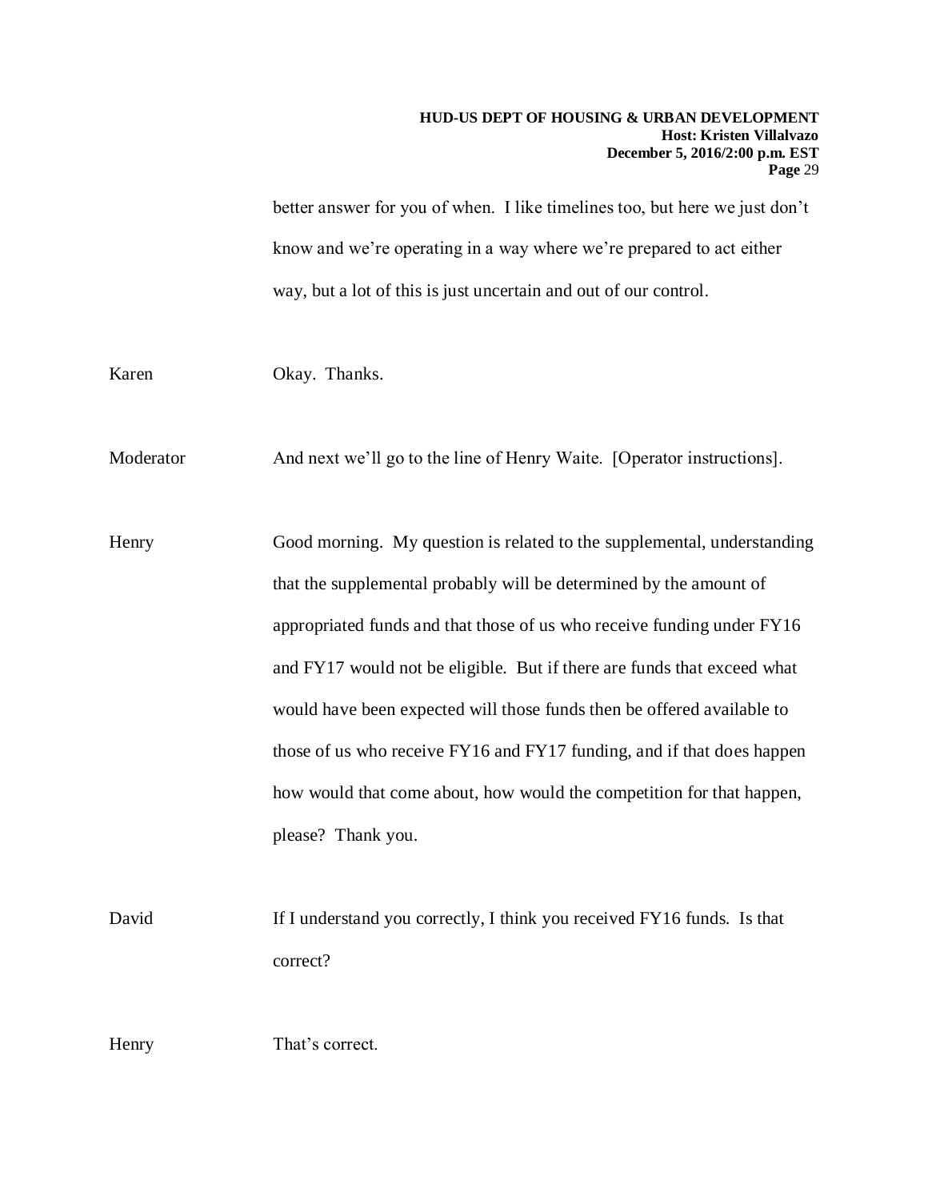better answer for you of when. I like timelines too, but here we just don't know and we're operating in a way where we're prepared to act either way, but a lot of this is just uncertain and out of our control.

Karen Okay. Thanks.

Moderator And next we'll go to the line of Henry Waite. [Operator instructions].

Henry Good morning. My question is related to the supplemental, understanding that the supplemental probably will be determined by the amount of appropriated funds and that those of us who receive funding under FY16 and FY17 would not be eligible. But if there are funds that exceed what would have been expected will those funds then be offered available to those of us who receive FY16 and FY17 funding, and if that does happen how would that come about, how would the competition for that happen, please? Thank you.

David If I understand you correctly, I think you received FY16 funds. Is that correct?

Henry That's correct.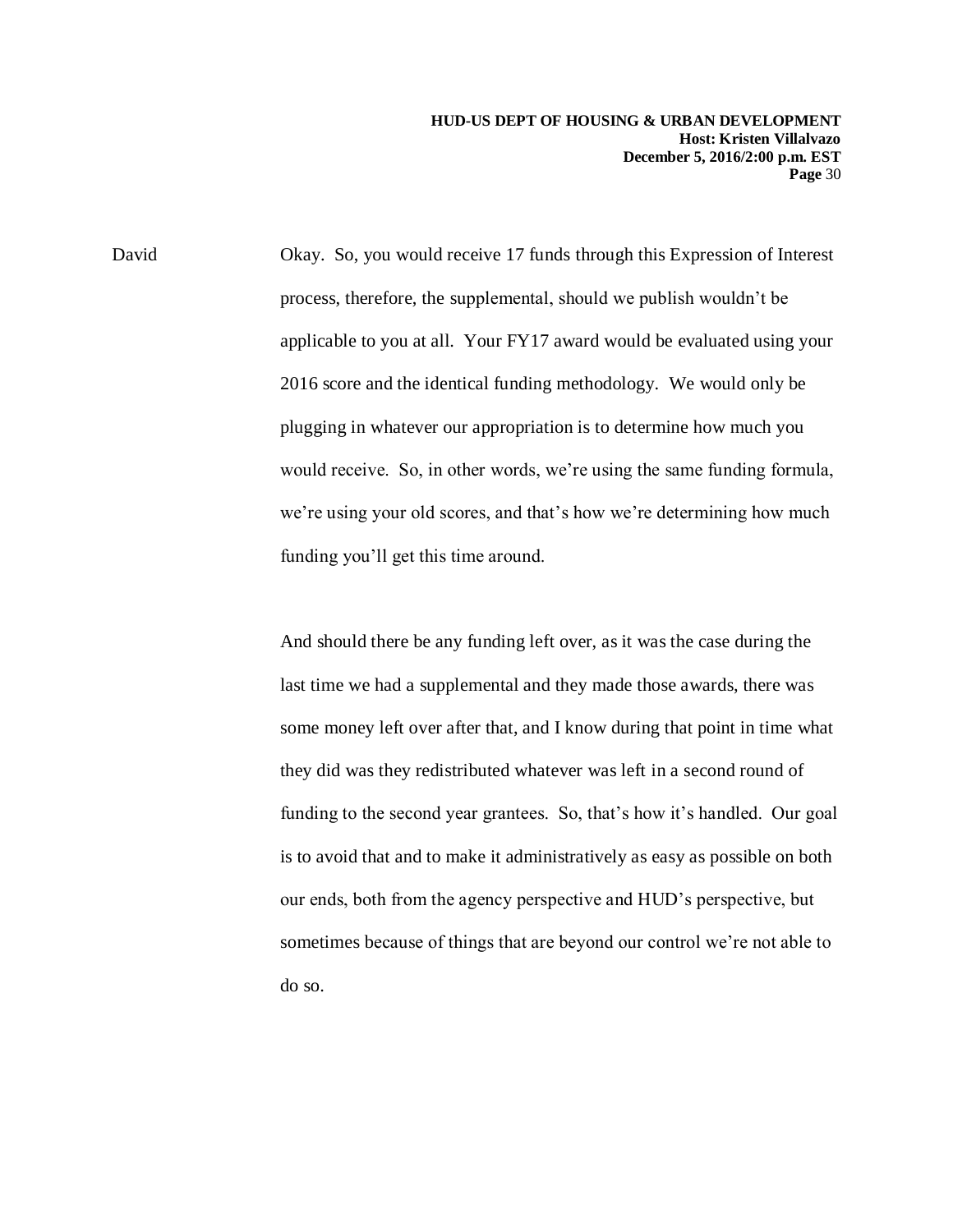David Okay. So, you would receive 17 funds through this Expression of Interest process, therefore, the supplemental, should we publish wouldn't be applicable to you at all. Your FY17 award would be evaluated using your 2016 score and the identical funding methodology. We would only be plugging in whatever our appropriation is to determine how much you would receive. So, in other words, we're using the same funding formula, we're using your old scores, and that's how we're determining how much funding you'll get this time around.

And should there be any funding left over, as it was the case during the last time we had a supplemental and they made those awards, there was some money left over after that, and I know during that point in time what they did was they redistributed whatever was left in a second round of funding to the second year grantees. So, that's how it's handled. Our goal is to avoid that and to make it administratively as easy as possible on both our ends, both from the agency perspective and HUD's perspective, but sometimes because of things that are beyond our control we're not able to do so.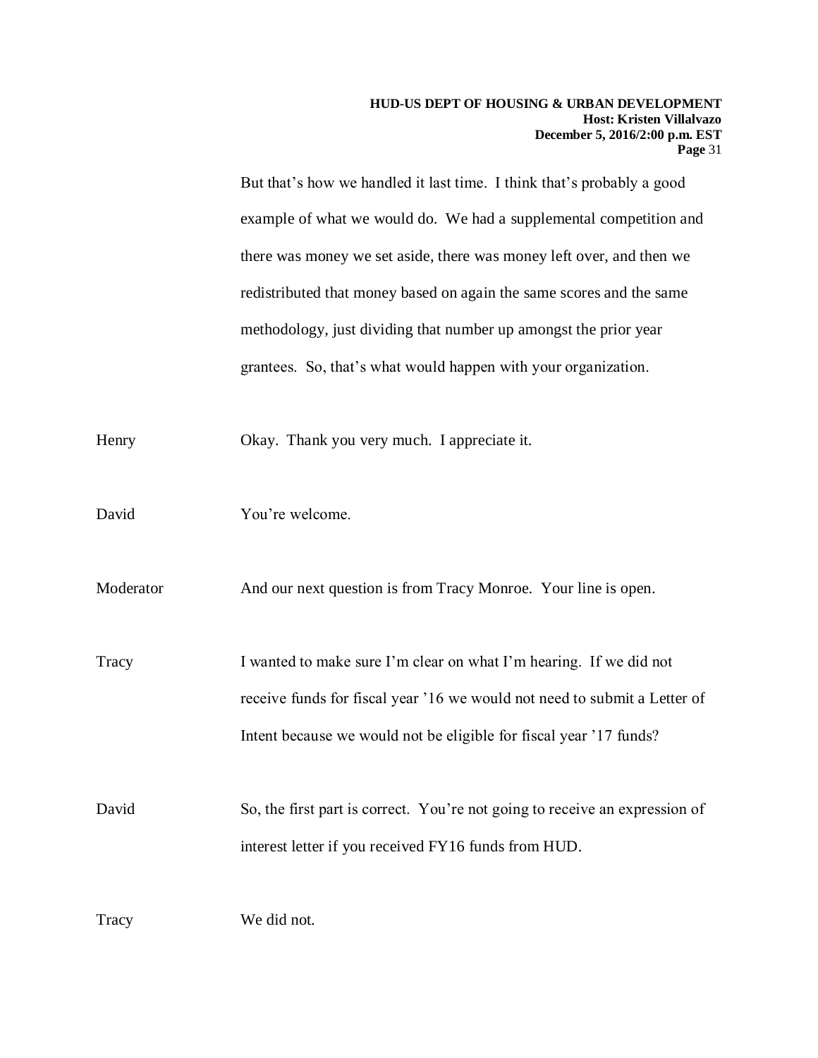But that's how we handled it last time. I think that's probably a good example of what we would do. We had a supplemental competition and there was money we set aside, there was money left over, and then we redistributed that money based on again the same scores and the same methodology, just dividing that number up amongst the prior year grantees. So, that's what would happen with your organization.

Henry — Okay. Thank you very much. I appreciate it.

David — You're welcome.

Moderator — And our next question is from Tracy Monroe. Your line is open.

Tracy — I wanted to make sure I'm clear on what I'm hearing. If we did not receive funds for fiscal year '16 we would not need to submit a Letter of Intent because we would not be eligible for fiscal year '17 funds?

David — So, the first part is correct. You're not going to receive an expression of interest letter if you received FY16 funds from HUD.

Tracy — We did not.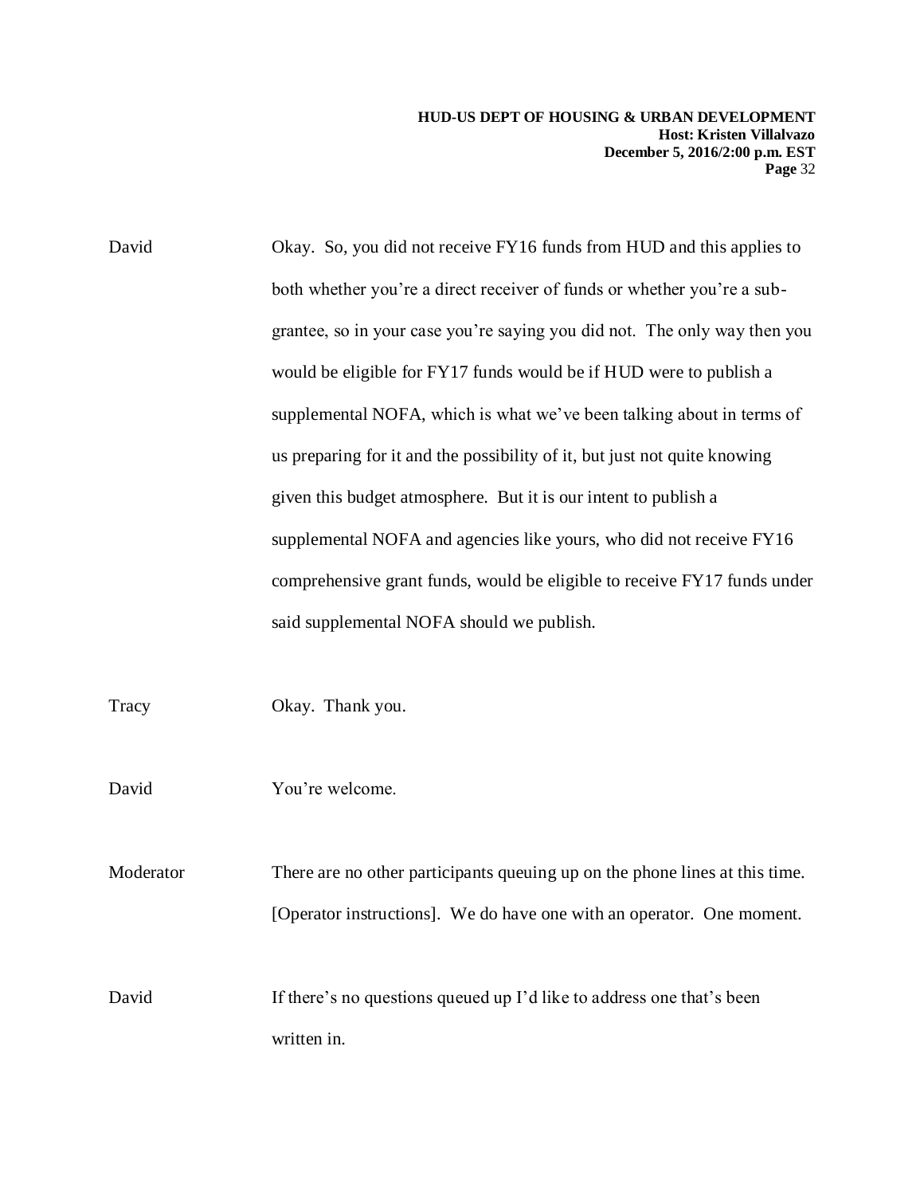David	Okay. So, you did not receive FY16 funds from HUD and this applies to both whether you're a direct receiver of funds or whether you're a sub-grantee, so in your case you're saying you did not. The only way then you would be eligible for FY17 funds would be if HUD were to publish a supplemental NOFA, which is what we've been talking about in terms of us preparing for it and the possibility of it, but just not quite knowing given this budget atmosphere. But it is our intent to publish a supplemental NOFA and agencies like yours, who did not receive FY16 comprehensive grant funds, would be eligible to receive FY17 funds under said supplemental NOFA should we publish.

Tracy	Okay. Thank you.

David	You're welcome.

Moderator	There are no other participants queuing up on the phone lines at this time. [Operator instructions]. We do have one with an operator. One moment.

David	If there's no questions queued up I'd like to address one that's been written in.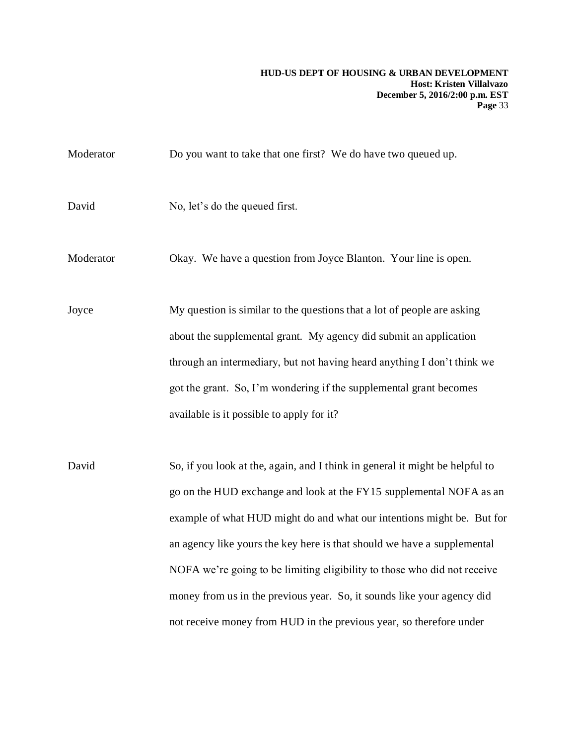Moderator Do you want to take that one first? We do have two queued up.

David No, let's do the queued first.

Moderator Okay. We have a question from Joyce Blanton. Your line is open.

Joyce My question is similar to the questions that a lot of people are asking about the supplemental grant. My agency did submit an application through an intermediary, but not having heard anything I don't think we got the grant. So, I'm wondering if the supplemental grant becomes available is it possible to apply for it?

David So, if you look at the, again, and I think in general it might be helpful to go on the HUD exchange and look at the FY15 supplemental NOFA as an example of what HUD might do and what our intentions might be. But for an agency like yours the key here is that should we have a supplemental NOFA we're going to be limiting eligibility to those who did not receive money from us in the previous year. So, it sounds like your agency did not receive money from HUD in the previous year, so therefore under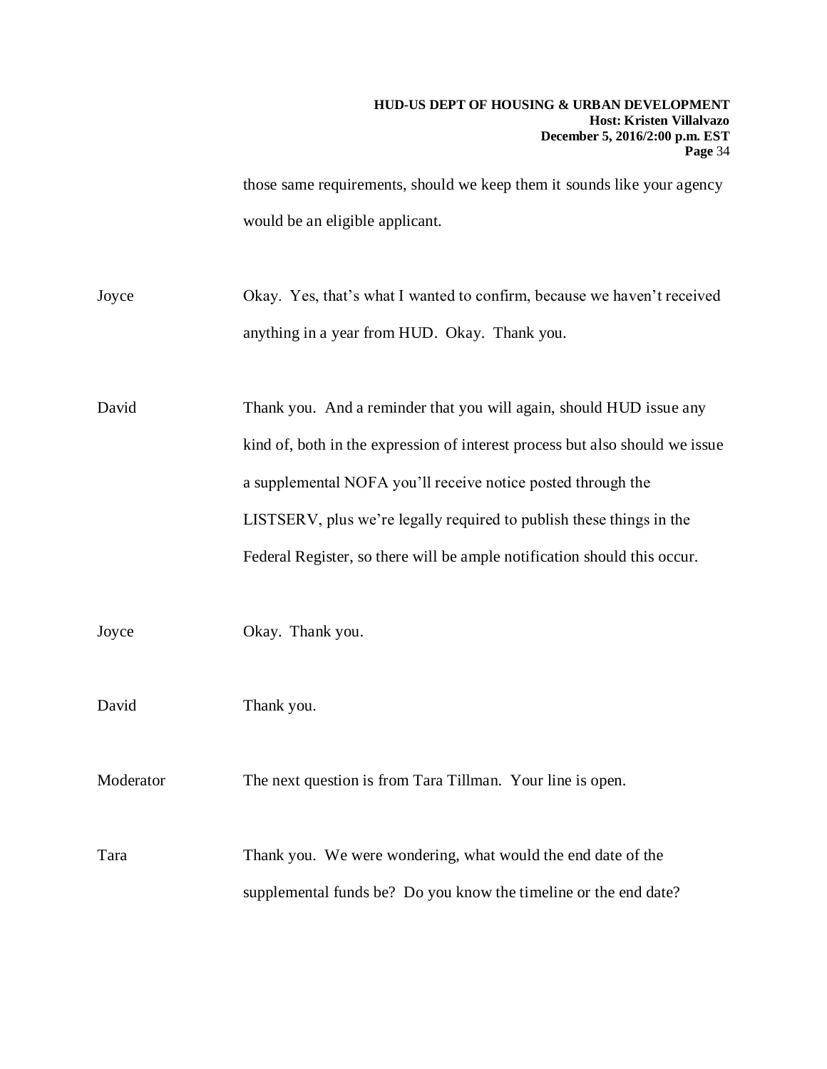those same requirements, should we keep them it sounds like your agency would be an eligible applicant.

Joyce Okay. Yes, that's what I wanted to confirm, because we haven't received anything in a year from HUD. Okay. Thank you.

David Thank you. And a reminder that you will again, should HUD issue any kind of, both in the expression of interest process but also should we issue a supplemental NOFA you'll receive notice posted through the LISTSERV, plus we're legally required to publish these things in the Federal Register, so there will be ample notification should this occur.

Joyce Okay. Thank you.

David Thank you.

Moderator The next question is from Tara Tillman. Your line is open.

Tara Thank you. We were wondering, what would the end date of the supplemental funds be? Do you know the timeline or the end date?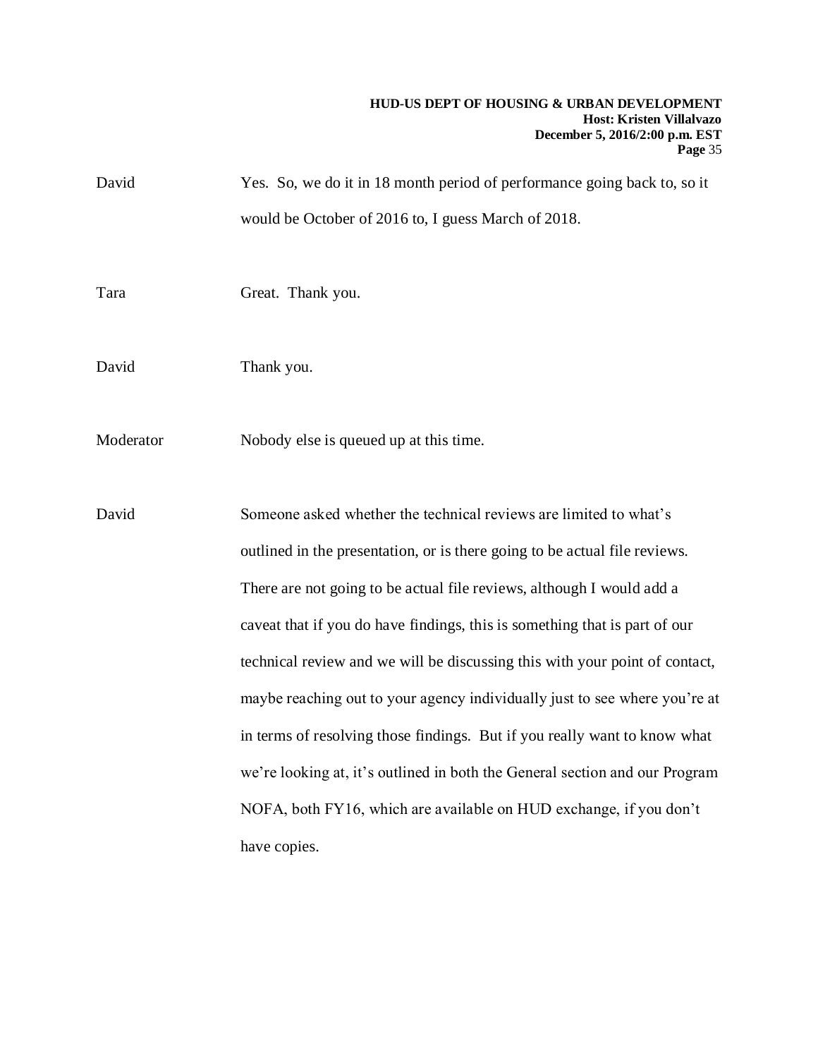David Yes. So, we do it in 18 month period of performance going back to, so it would be October of 2016 to, I guess March of 2018.

Tara Great. Thank you.

David Thank you.

Moderator Nobody else is queued up at this time.

David Someone asked whether the technical reviews are limited to what's outlined in the presentation, or is there going to be actual file reviews. There are not going to be actual file reviews, although I would add a caveat that if you do have findings, this is something that is part of our technical review and we will be discussing this with your point of contact, maybe reaching out to your agency individually just to see where you're at in terms of resolving those findings. But if you really want to know what we're looking at, it's outlined in both the General section and our Program NOFA, both FY16, which are available on HUD exchange, if you don't have copies.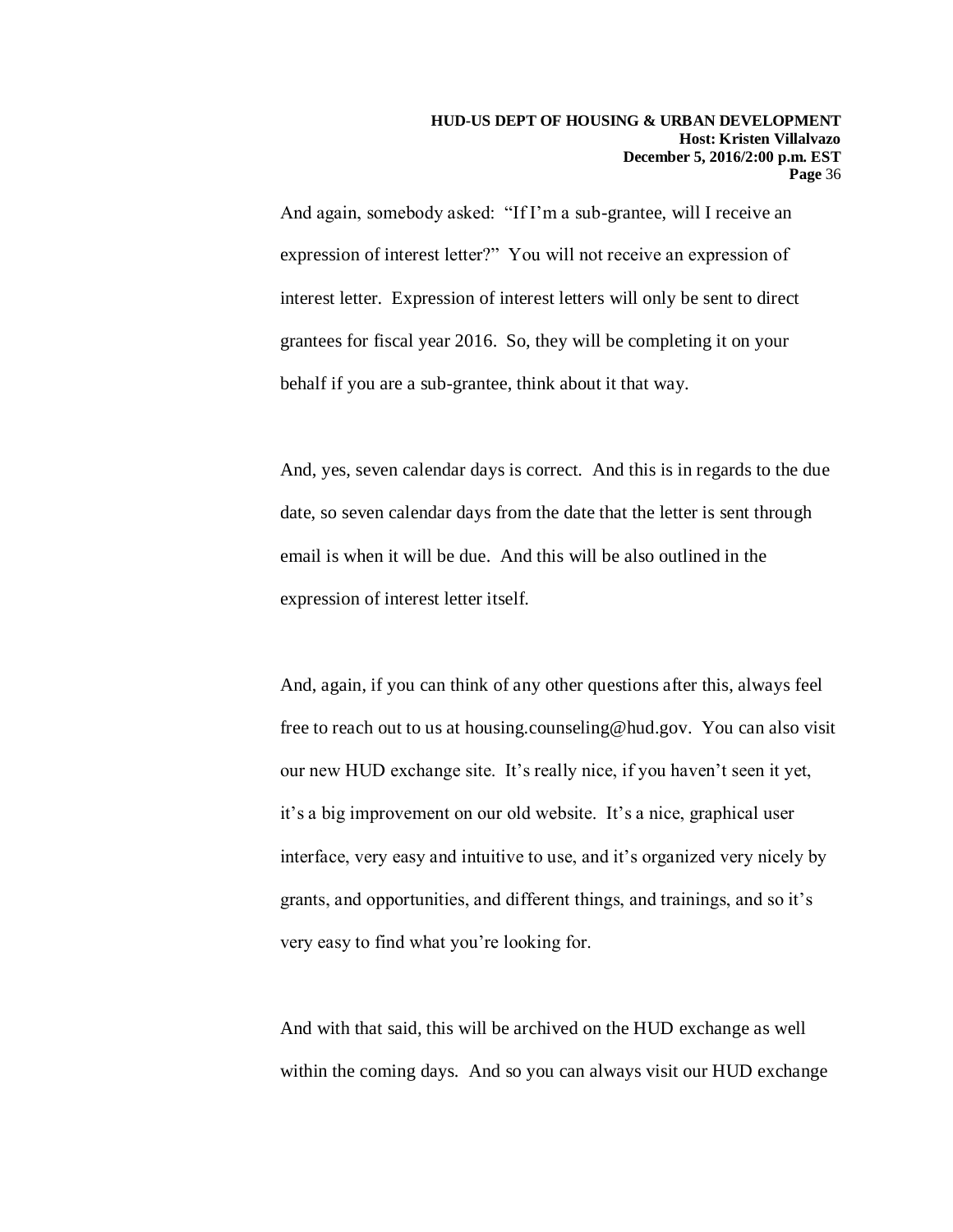And again, somebody asked: "If I'm a sub-grantee, will I receive an expression of interest letter?" You will not receive an expression of interest letter. Expression of interest letters will only be sent to direct grantees for fiscal year 2016. So, they will be completing it on your behalf if you are a sub-grantee, think about it that way.

And, yes, seven calendar days is correct. And this is in regards to the due date, so seven calendar days from the date that the letter is sent through email is when it will be due. And this will be also outlined in the expression of interest letter itself.

And, again, if you can think of any other questions after this, always feel free to reach out to us at housing.counseling@hud.gov. You can also visit our new HUD exchange site. It's really nice, if you haven't seen it yet, it's a big improvement on our old website. It's a nice, graphical user interface, very easy and intuitive to use, and it's organized very nicely by grants, and opportunities, and different things, and trainings, and so it's very easy to find what you're looking for.

And with that said, this will be archived on the HUD exchange as well within the coming days. And so you can always visit our HUD exchange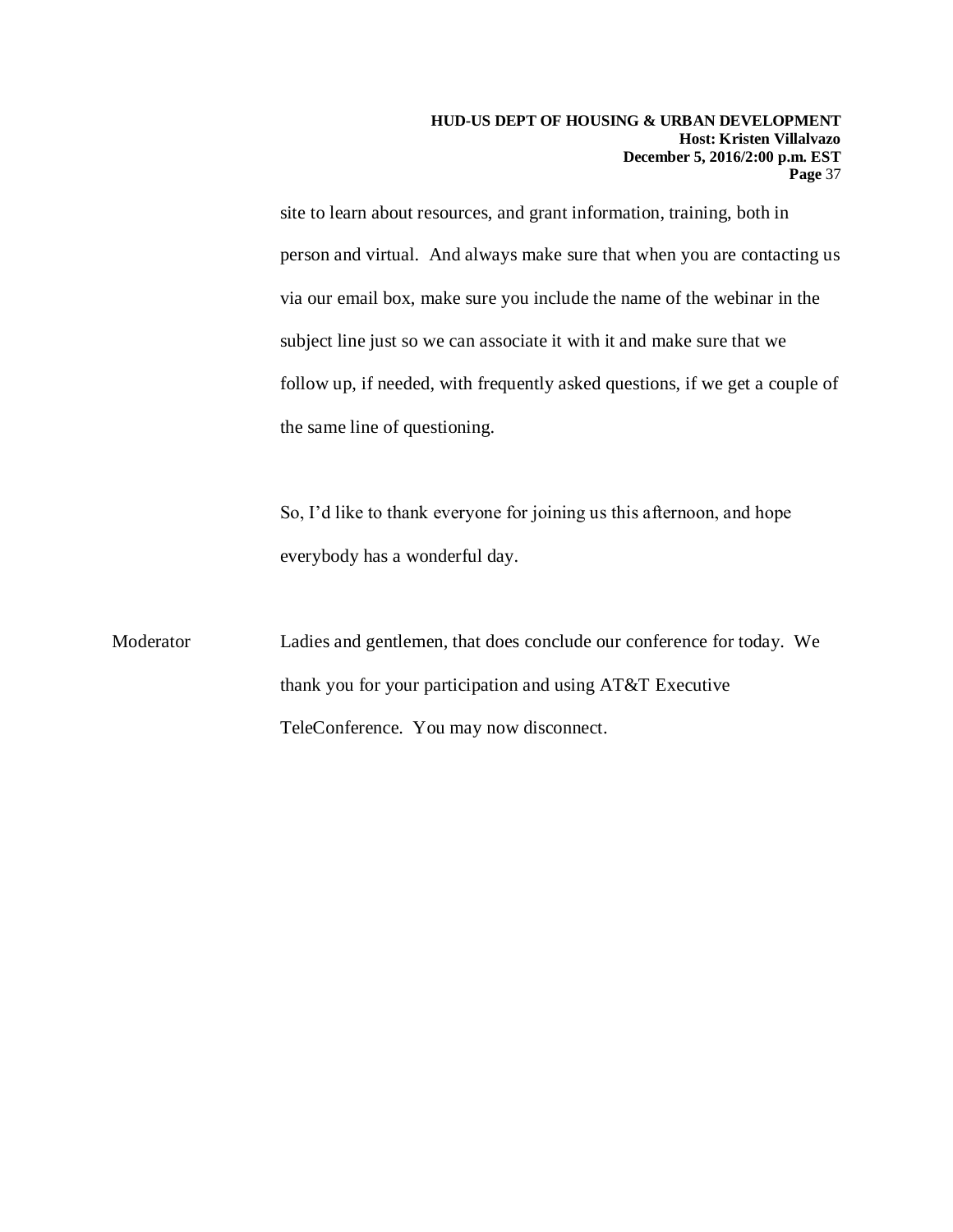site to learn about resources, and grant information, training, both in person and virtual. And always make sure that when you are contacting us via our email box, make sure you include the name of the webinar in the subject line just so we can associate it with it and make sure that we follow up, if needed, with frequently asked questions, if we get a couple of the same line of questioning.

So, I'd like to thank everyone for joining us this afternoon, and hope everybody has a wonderful day.

Moderator Ladies and gentlemen, that does conclude our conference for today. We thank you for your participation and using AT&T Executive TeleConference. You may now disconnect.